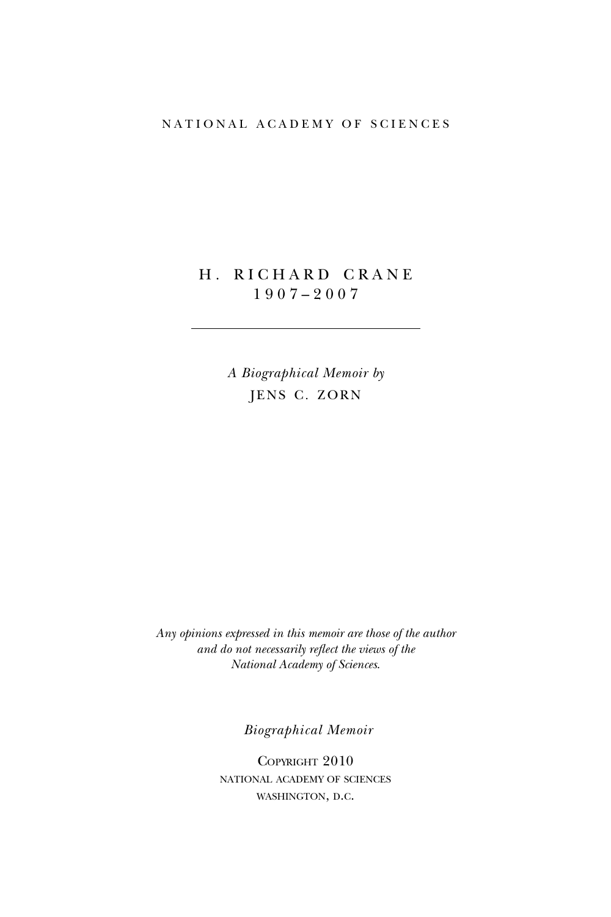NATIONAL ACADEMY OF SCIENCES

# H. RICHARD CRANE
## 1907–2007

---

*A Biographical Memoir by*
JENS C. ZORN

*Any opinions expressed in this memoir are those of the author and do not necessarily reflect the views of the National Academy of Sciences.*

*Biographical Memoir*

COPYRIGHT 2010
NATIONAL ACADEMY OF SCIENCES
WASHINGTON, D.C.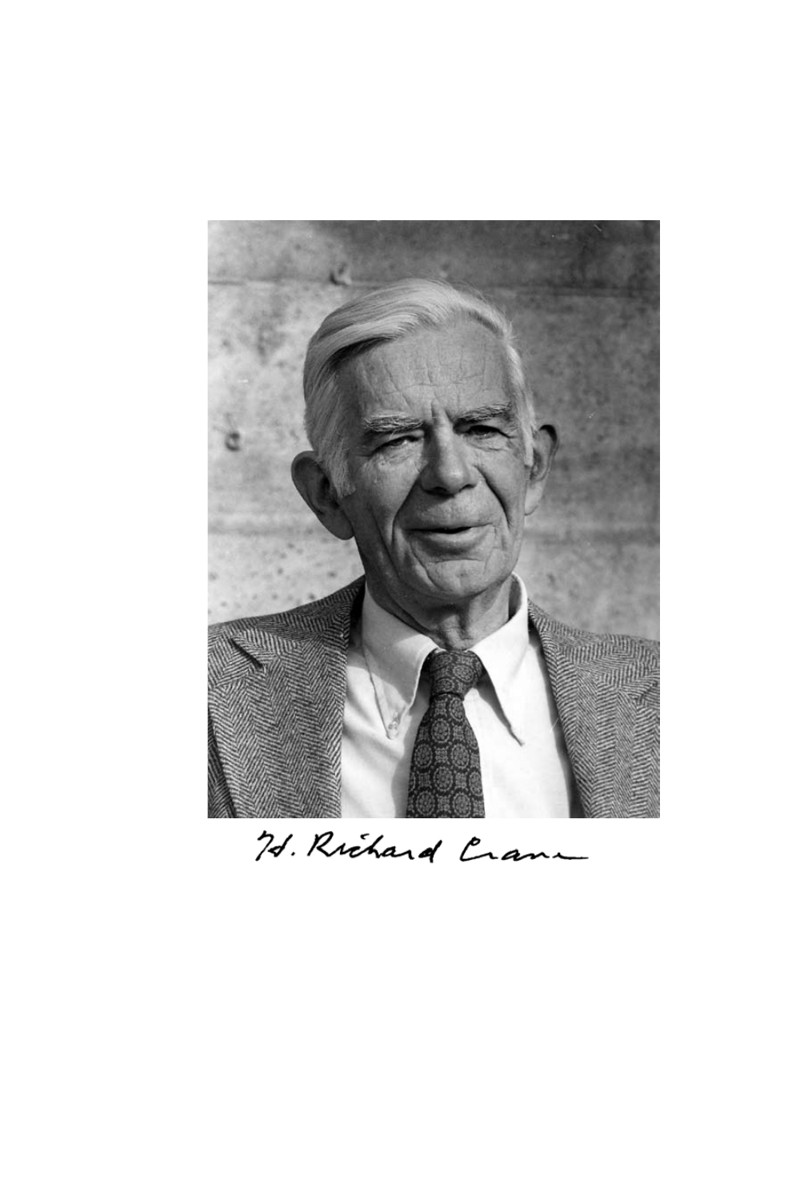H. Richard Crane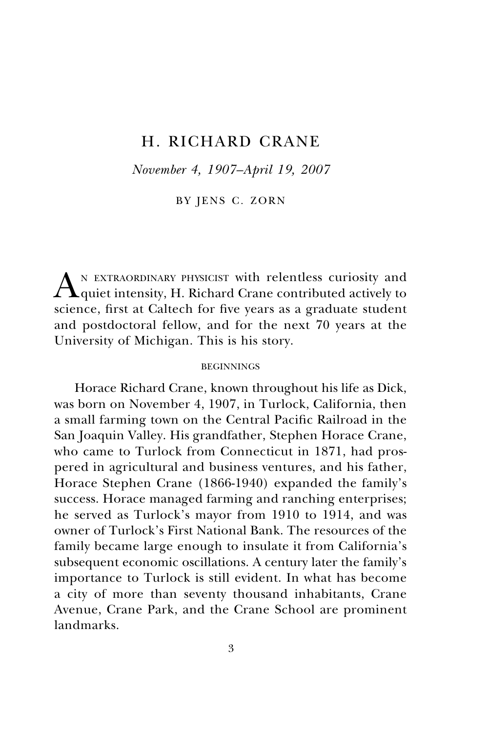# H. RICHARD CRANE

*November 4, 1907–April 19, 2007*

BY JENS C. ZORN

AN EXTRAORDINARY PHYSICIST with relentless curiosity and quiet intensity, H. Richard Crane contributed actively to science, first at Caltech for five years as a graduate student and postdoctoral fellow, and for the next 70 years at the University of Michigan. This is his story.

## BEGINNINGS

Horace Richard Crane, known throughout his life as Dick, was born on November 4, 1907, in Turlock, California, then a small farming town on the Central Pacific Railroad in the San Joaquin Valley. His grandfather, Stephen Horace Crane, who came to Turlock from Connecticut in 1871, had prospered in agricultural and business ventures, and his father, Horace Stephen Crane (1866-1940) expanded the family's success. Horace managed farming and ranching enterprises; he served as Turlock's mayor from 1910 to 1914, and was owner of Turlock's First National Bank. The resources of the family became large enough to insulate it from California's subsequent economic oscillations. A century later the family's importance to Turlock is still evident. In what has become a city of more than seventy thousand inhabitants, Crane Avenue, Crane Park, and the Crane School are prominent landmarks.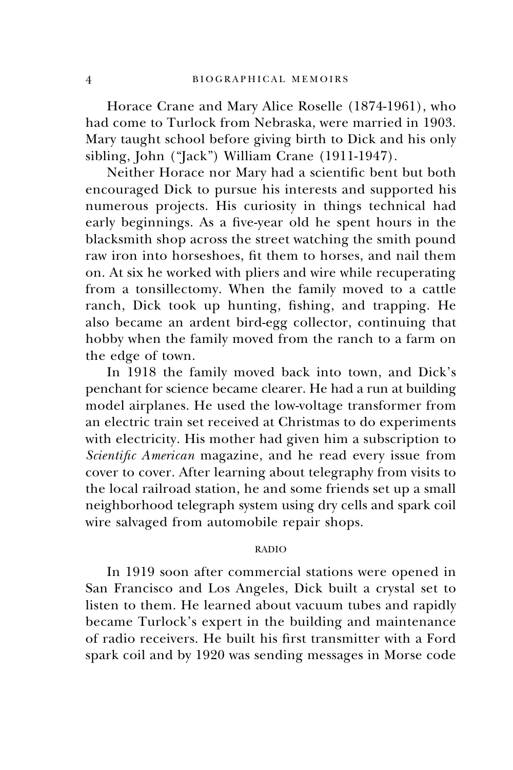Horace Crane and Mary Alice Roselle (1874-1961), who had come to Turlock from Nebraska, were married in 1903. Mary taught school before giving birth to Dick and his only sibling, John ("Jack") William Crane (1911-1947).

Neither Horace nor Mary had a scientific bent but both encouraged Dick to pursue his interests and supported his numerous projects. His curiosity in things technical had early beginnings. As a five-year old he spent hours in the blacksmith shop across the street watching the smith pound raw iron into horseshoes, fit them to horses, and nail them on. At six he worked with pliers and wire while recuperating from a tonsillectomy. When the family moved to a cattle ranch, Dick took up hunting, fishing, and trapping. He also became an ardent bird-egg collector, continuing that hobby when the family moved from the ranch to a farm on the edge of town.

In 1918 the family moved back into town, and Dick's penchant for science became clearer. He had a run at building model airplanes. He used the low-voltage transformer from an electric train set received at Christmas to do experiments with electricity. His mother had given him a subscription to *Scientific American* magazine, and he read every issue from cover to cover. After learning about telegraphy from visits to the local railroad station, he and some friends set up a small neighborhood telegraph system using dry cells and spark coil wire salvaged from automobile repair shops.

## RADIO

In 1919 soon after commercial stations were opened in San Francisco and Los Angeles, Dick built a crystal set to listen to them. He learned about vacuum tubes and rapidly became Turlock's expert in the building and maintenance of radio receivers. He built his first transmitter with a Ford spark coil and by 1920 was sending messages in Morse code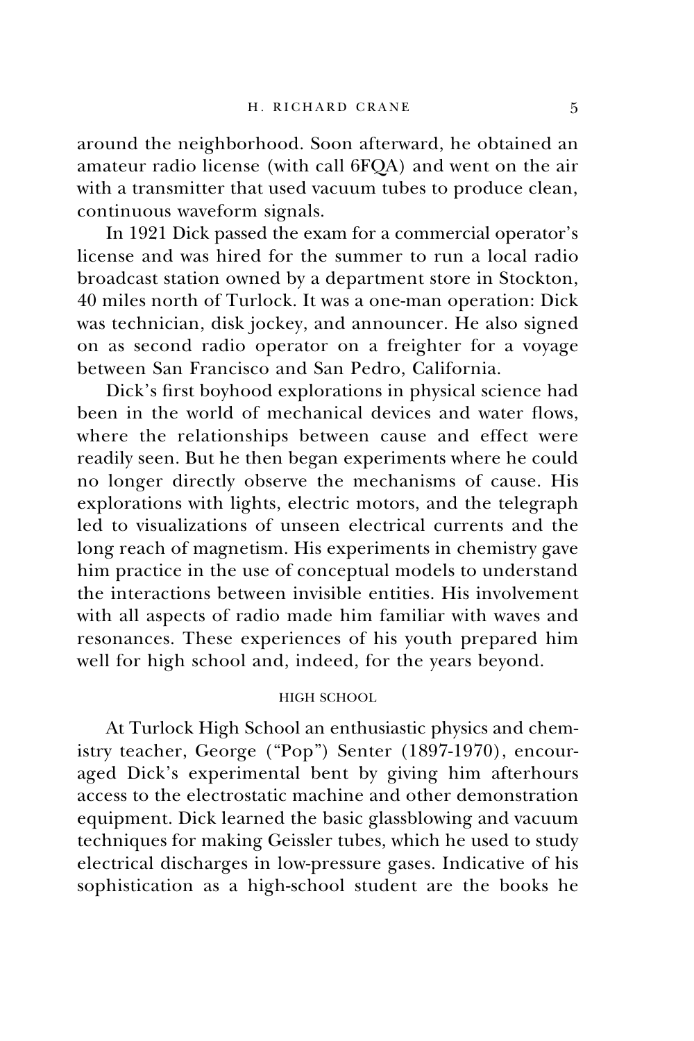around the neighborhood. Soon afterward, he obtained an amateur radio license (with call 6FQA) and went on the air with a transmitter that used vacuum tubes to produce clean, continuous waveform signals.

In 1921 Dick passed the exam for a commercial operator's license and was hired for the summer to run a local radio broadcast station owned by a department store in Stockton, 40 miles north of Turlock. It was a one-man operation: Dick was technician, disk jockey, and announcer. He also signed on as second radio operator on a freighter for a voyage between San Francisco and San Pedro, California.

Dick's first boyhood explorations in physical science had been in the world of mechanical devices and water flows, where the relationships between cause and effect were readily seen. But he then began experiments where he could no longer directly observe the mechanisms of cause. His explorations with lights, electric motors, and the telegraph led to visualizations of unseen electrical currents and the long reach of magnetism. His experiments in chemistry gave him practice in the use of conceptual models to understand the interactions between invisible entities. His involvement with all aspects of radio made him familiar with waves and resonances. These experiences of his youth prepared him well for high school and, indeed, for the years beyond.

## HIGH SCHOOL

At Turlock High School an enthusiastic physics and chemistry teacher, George ("Pop") Senter (1897-1970), encouraged Dick's experimental bent by giving him afterhours access to the electrostatic machine and other demonstration equipment. Dick learned the basic glassblowing and vacuum techniques for making Geissler tubes, which he used to study electrical discharges in low-pressure gases. Indicative of his sophistication as a high-school student are the books he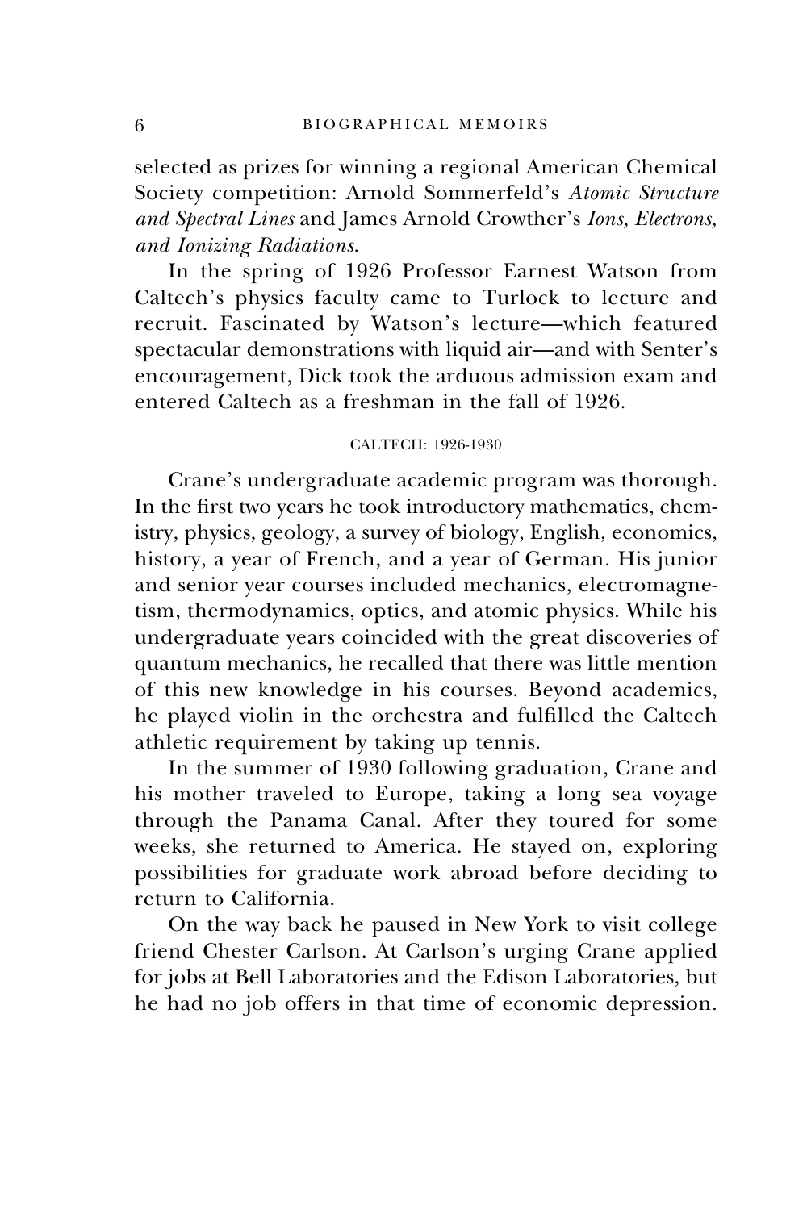selected as prizes for winning a regional American Chemical Society competition: Arnold Sommerfeld's *Atomic Structure and Spectral Lines* and James Arnold Crowther's *Ions, Electrons, and Ionizing Radiations*.

In the spring of 1926 Professor Earnest Watson from Caltech's physics faculty came to Turlock to lecture and recruit. Fascinated by Watson's lecture—which featured spectacular demonstrations with liquid air—and with Senter's encouragement, Dick took the arduous admission exam and entered Caltech as a freshman in the fall of 1926.

## CALTECH: 1926-1930

Crane's undergraduate academic program was thorough. In the first two years he took introductory mathematics, chemistry, physics, geology, a survey of biology, English, economics, history, a year of French, and a year of German. His junior and senior year courses included mechanics, electromagnetism, thermodynamics, optics, and atomic physics. While his undergraduate years coincided with the great discoveries of quantum mechanics, he recalled that there was little mention of this new knowledge in his courses. Beyond academics, he played violin in the orchestra and fulfilled the Caltech athletic requirement by taking up tennis.

In the summer of 1930 following graduation, Crane and his mother traveled to Europe, taking a long sea voyage through the Panama Canal. After they toured for some weeks, she returned to America. He stayed on, exploring possibilities for graduate work abroad before deciding to return to California.

On the way back he paused in New York to visit college friend Chester Carlson. At Carlson's urging Crane applied for jobs at Bell Laboratories and the Edison Laboratories, but he had no job offers in that time of economic depression.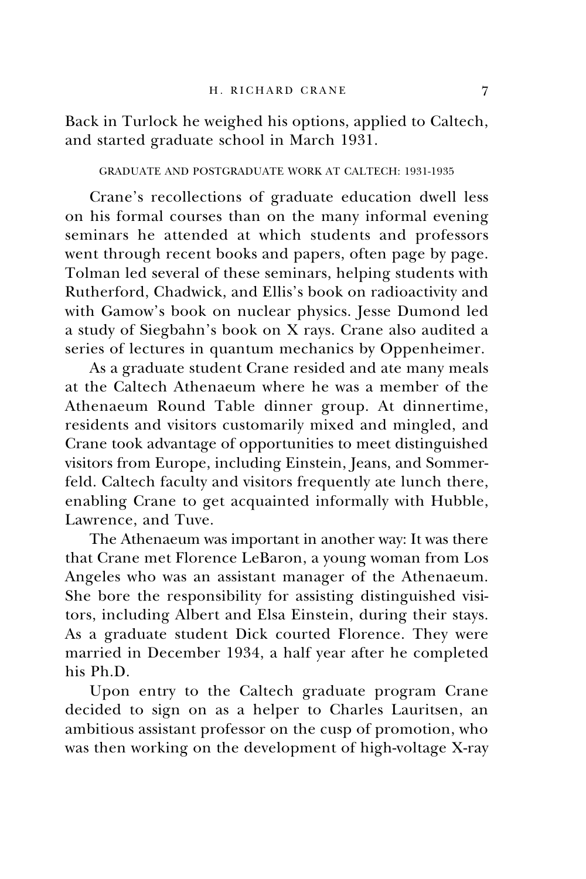Back in Turlock he weighed his options, applied to Caltech, and started graduate school in March 1931.

## GRADUATE AND POSTGRADUATE WORK AT CALTECH: 1931-1935

Crane's recollections of graduate education dwell less on his formal courses than on the many informal evening seminars he attended at which students and professors went through recent books and papers, often page by page. Tolman led several of these seminars, helping students with Rutherford, Chadwick, and Ellis's book on radioactivity and with Gamow's book on nuclear physics. Jesse Dumond led a study of Siegbahn's book on X rays. Crane also audited a series of lectures in quantum mechanics by Oppenheimer.

As a graduate student Crane resided and ate many meals at the Caltech Athenaeum where he was a member of the Athenaeum Round Table dinner group. At dinnertime, residents and visitors customarily mixed and mingled, and Crane took advantage of opportunities to meet distinguished visitors from Europe, including Einstein, Jeans, and Sommerfeld. Caltech faculty and visitors frequently ate lunch there, enabling Crane to get acquainted informally with Hubble, Lawrence, and Tuve.

The Athenaeum was important in another way: It was there that Crane met Florence LeBaron, a young woman from Los Angeles who was an assistant manager of the Athenaeum. She bore the responsibility for assisting distinguished visitors, including Albert and Elsa Einstein, during their stays. As a graduate student Dick courted Florence. They were married in December 1934, a half year after he completed his Ph.D.

Upon entry to the Caltech graduate program Crane decided to sign on as a helper to Charles Lauritsen, an ambitious assistant professor on the cusp of promotion, who was then working on the development of high-voltage X-ray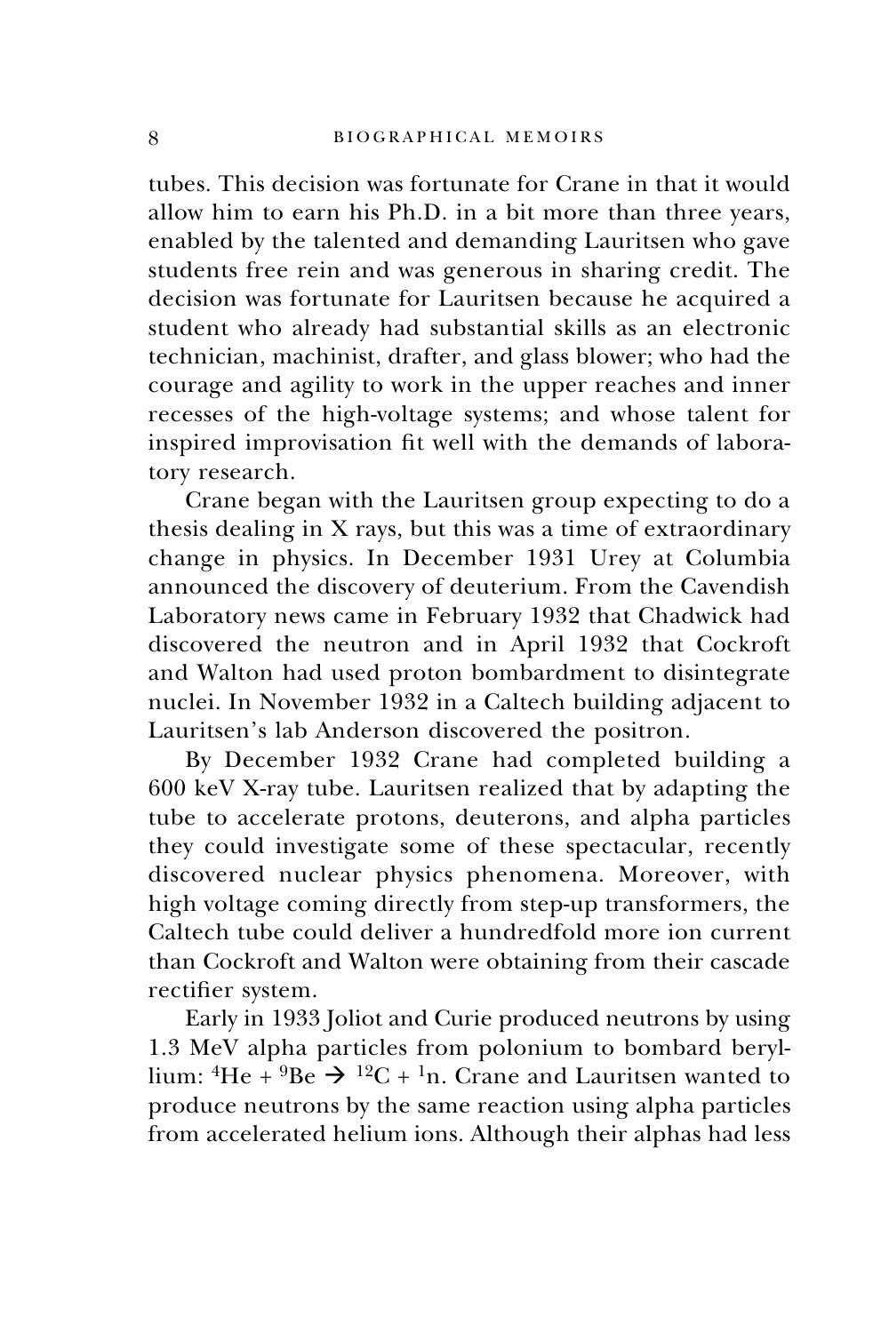tubes. This decision was fortunate for Crane in that it would allow him to earn his Ph.D. in a bit more than three years, enabled by the talented and demanding Lauritsen who gave students free rein and was generous in sharing credit. The decision was fortunate for Lauritsen because he acquired a student who already had substantial skills as an electronic technician, machinist, drafter, and glass blower; who had the courage and agility to work in the upper reaches and inner recesses of the high-voltage systems; and whose talent for inspired improvisation fit well with the demands of laboratory research.

Crane began with the Lauritsen group expecting to do a thesis dealing in X rays, but this was a time of extraordinary change in physics. In December 1931 Urey at Columbia announced the discovery of deuterium. From the Cavendish Laboratory news came in February 1932 that Chadwick had discovered the neutron and in April 1932 that Cockroft and Walton had used proton bombardment to disintegrate nuclei. In November 1932 in a Caltech building adjacent to Lauritsen's lab Anderson discovered the positron.

By December 1932 Crane had completed building a 600 keV X-ray tube. Lauritsen realized that by adapting the tube to accelerate protons, deuterons, and alpha particles they could investigate some of these spectacular, recently discovered nuclear physics phenomena. Moreover, with high voltage coming directly from step-up transformers, the Caltech tube could deliver a hundredfold more ion current than Cockroft and Walton were obtaining from their cascade rectifier system.

Early in 1933 Joliot and Curie produced neutrons by using 1.3 MeV alpha particles from polonium to bombard beryllium: $^{4}He + {}^{9}Be \rightarrow {}^{12}C + {}^{1}n$. Crane and Lauritsen wanted to produce neutrons by the same reaction using alpha particles from accelerated helium ions. Although their alphas had less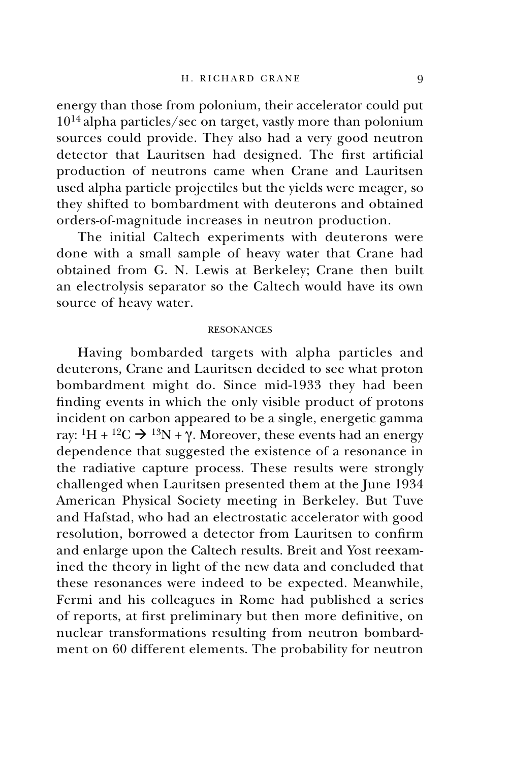energy than those from polonium, their accelerator could put $10^{14}$ alpha particles/sec on target, vastly more than polonium sources could provide. They also had a very good neutron detector that Lauritsen had designed. The first artificial production of neutrons came when Crane and Lauritsen used alpha particle projectiles but the yields were meager, so they shifted to bombardment with deuterons and obtained orders-of-magnitude increases in neutron production.

The initial Caltech experiments with deuterons were done with a small sample of heavy water that Crane had obtained from G. N. Lewis at Berkeley; Crane then built an electrolysis separator so the Caltech would have its own source of heavy water.

## RESONANCES

Having bombarded targets with alpha particles and deuterons, Crane and Lauritsen decided to see what proton bombardment might do. Since mid-1933 they had been finding events in which the only visible product of protons incident on carbon appeared to be a single, energetic gamma ray: $^{1}H + ^{12}C \rightarrow ^{13}N + \gamma$. Moreover, these events had an energy dependence that suggested the existence of a resonance in the radiative capture process. These results were strongly challenged when Lauritsen presented them at the June 1934 American Physical Society meeting in Berkeley. But Tuve and Hafstad, who had an electrostatic accelerator with good resolution, borrowed a detector from Lauritsen to confirm and enlarge upon the Caltech results. Breit and Yost reexamined the theory in light of the new data and concluded that these resonances were indeed to be expected. Meanwhile, Fermi and his colleagues in Rome had published a series of reports, at first preliminary but then more definitive, on nuclear transformations resulting from neutron bombardment on 60 different elements. The probability for neutron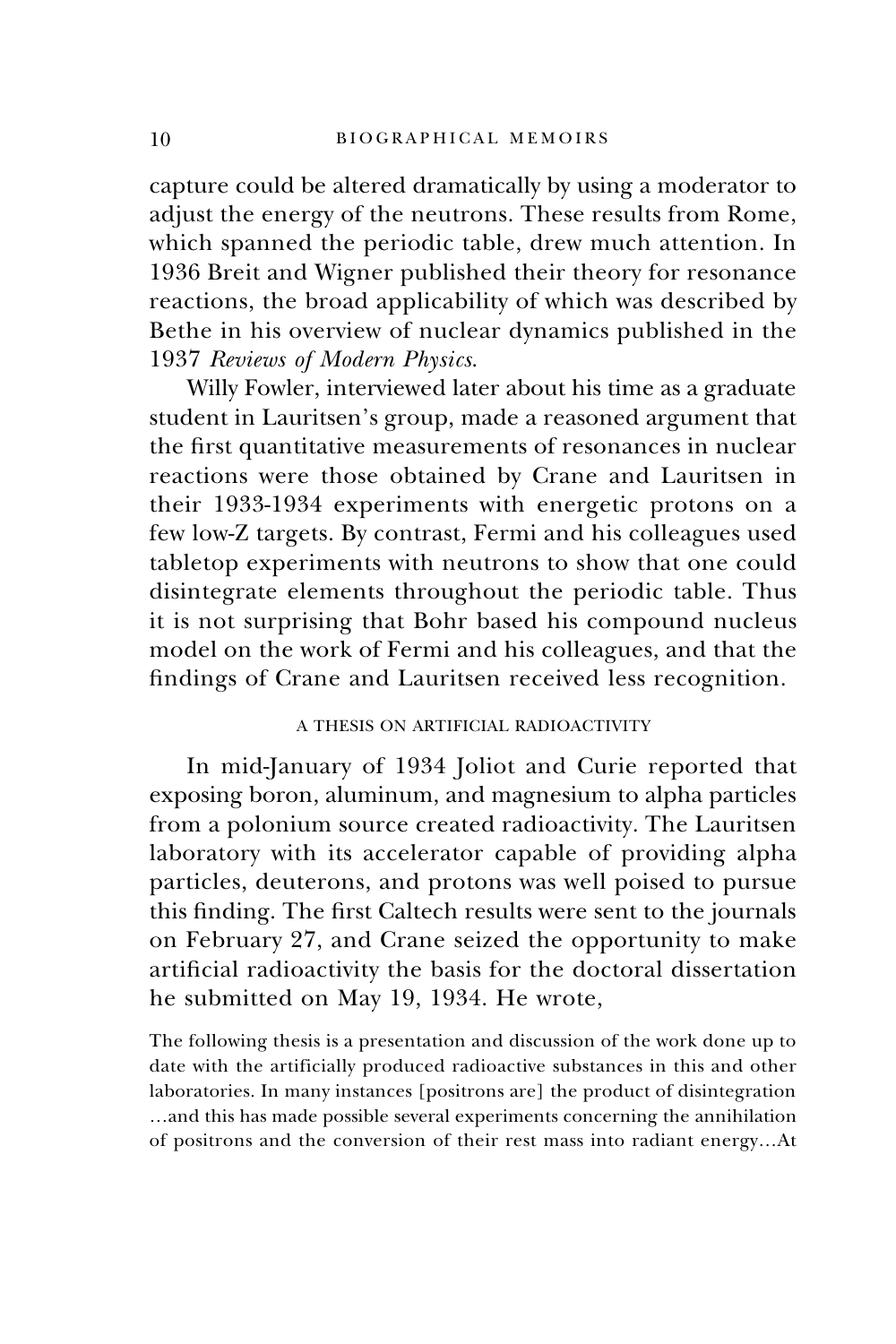capture could be altered dramatically by using a moderator to adjust the energy of the neutrons. These results from Rome, which spanned the periodic table, drew much attention. In 1936 Breit and Wigner published their theory for resonance reactions, the broad applicability of which was described by Bethe in his overview of nuclear dynamics published in the 1937 *Reviews of Modern Physics*.

Willy Fowler, interviewed later about his time as a graduate student in Lauritsen's group, made a reasoned argument that the first quantitative measurements of resonances in nuclear reactions were those obtained by Crane and Lauritsen in their 1933-1934 experiments with energetic protons on a few low-Z targets. By contrast, Fermi and his colleagues used tabletop experiments with neutrons to show that one could disintegrate elements throughout the periodic table. Thus it is not surprising that Bohr based his compound nucleus model on the work of Fermi and his colleagues, and that the findings of Crane and Lauritsen received less recognition.

## A THESIS ON ARTIFICIAL RADIOACTIVITY

In mid-January of 1934 Joliot and Curie reported that exposing boron, aluminum, and magnesium to alpha particles from a polonium source created radioactivity. The Lauritsen laboratory with its accelerator capable of providing alpha particles, deuterons, and protons was well poised to pursue this finding. The first Caltech results were sent to the journals on February 27, and Crane seized the opportunity to make artificial radioactivity the basis for the doctoral dissertation he submitted on May 19, 1934. He wrote,

> The following thesis is a presentation and discussion of the work done up to date with the artificially produced radioactive substances in this and other laboratories. In many instances [positrons are] the product of disintegration …and this has made possible several experiments concerning the annihilation of positrons and the conversion of their rest mass into radiant energy…At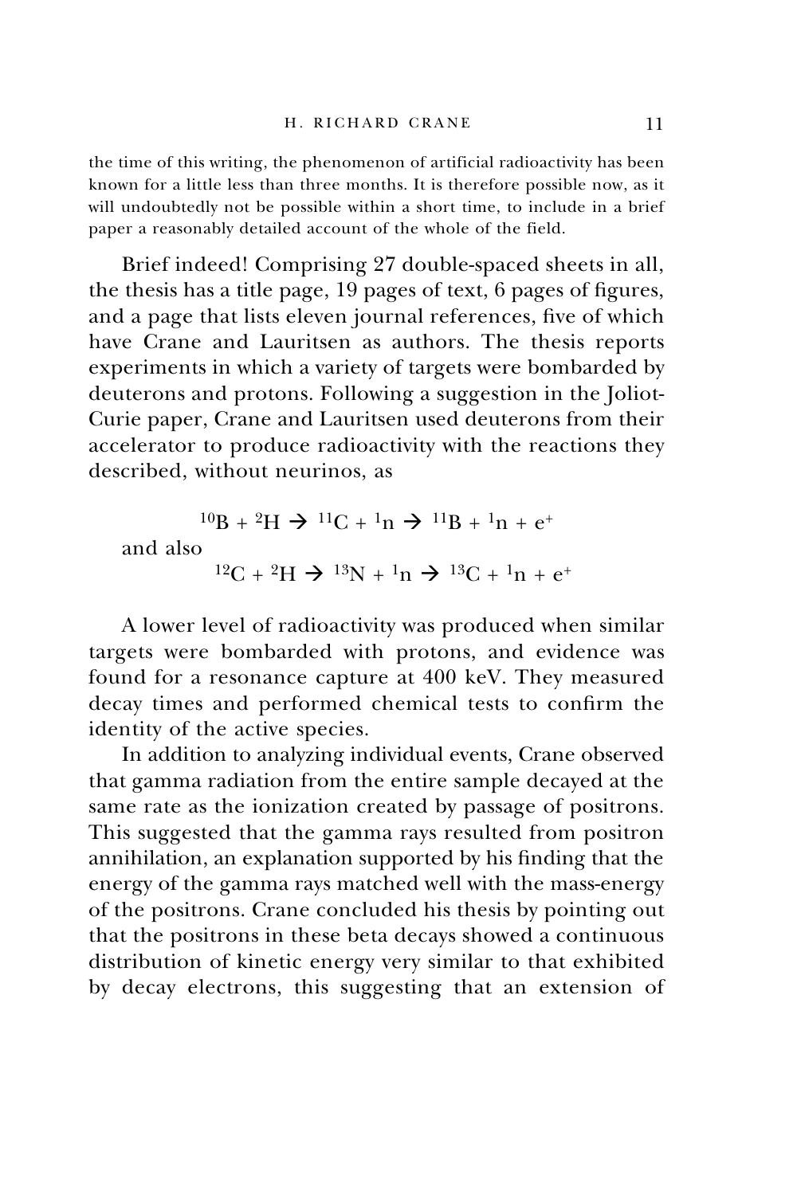the time of this writing, the phenomenon of artificial radioactivity has been known for a little less than three months. It is therefore possible now, as it will undoubtedly not be possible within a short time, to include in a brief paper a reasonably detailed account of the whole of the field.

Brief indeed! Comprising 27 double-spaced sheets in all, the thesis has a title page, 19 pages of text, 6 pages of figures, and a page that lists eleven journal references, five of which have Crane and Lauritsen as authors. The thesis reports experiments in which a variety of targets were bombarded by deuterons and protons. Following a suggestion in the Joliot-Curie paper, Crane and Lauritsen used deuterons from their accelerator to produce radioactivity with the reactions they described, without neurinos, as

$$^{10}B + {}^{2}H \rightarrow {}^{11}C + {}^{1}n \rightarrow {}^{11}B + {}^{1}n + e^{+}$$

and also

$$^{12}C + {}^{2}H \rightarrow {}^{13}N + {}^{1}n \rightarrow {}^{13}C + {}^{1}n + e^{+}$$

A lower level of radioactivity was produced when similar targets were bombarded with protons, and evidence was found for a resonance capture at 400 keV. They measured decay times and performed chemical tests to confirm the identity of the active species.

In addition to analyzing individual events, Crane observed that gamma radiation from the entire sample decayed at the same rate as the ionization created by passage of positrons. This suggested that the gamma rays resulted from positron annihilation, an explanation supported by his finding that the energy of the gamma rays matched well with the mass-energy of the positrons. Crane concluded his thesis by pointing out that the positrons in these beta decays showed a continuous distribution of kinetic energy very similar to that exhibited by decay electrons, this suggesting that an extension of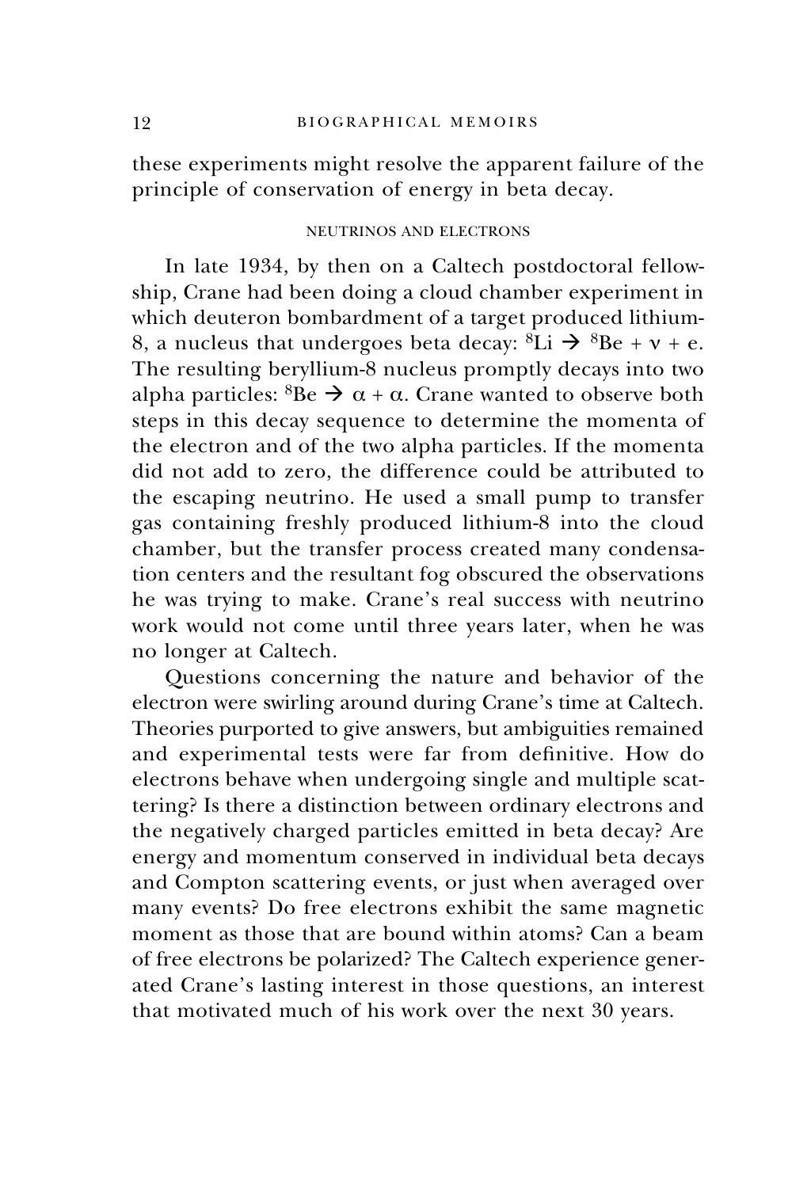these experiments might resolve the apparent failure of the principle of conservation of energy in beta decay.

### NEUTRINOS AND ELECTRONS

In late 1934, by then on a Caltech postdoctoral fellowship, Crane had been doing a cloud chamber experiment in which deuteron bombardment of a target produced lithium-8, a nucleus that undergoes beta decay: $^{8}\text{Li} \rightarrow {}^{8}\text{Be} + \nu + \text{e}$. The resulting beryllium-8 nucleus promptly decays into two alpha particles: $^{8}\text{Be} \rightarrow \alpha + \alpha$. Crane wanted to observe both steps in this decay sequence to determine the momenta of the electron and of the two alpha particles. If the momenta did not add to zero, the difference could be attributed to the escaping neutrino. He used a small pump to transfer gas containing freshly produced lithium-8 into the cloud chamber, but the transfer process created many condensation centers and the resultant fog obscured the observations he was trying to make. Crane's real success with neutrino work would not come until three years later, when he was no longer at Caltech.

Questions concerning the nature and behavior of the electron were swirling around during Crane's time at Caltech. Theories purported to give answers, but ambiguities remained and experimental tests were far from definitive. How do electrons behave when undergoing single and multiple scattering? Is there a distinction between ordinary electrons and the negatively charged particles emitted in beta decay? Are energy and momentum conserved in individual beta decays and Compton scattering events, or just when averaged over many events? Do free electrons exhibit the same magnetic moment as those that are bound within atoms? Can a beam of free electrons be polarized? The Caltech experience generated Crane's lasting interest in those questions, an interest that motivated much of his work over the next 30 years.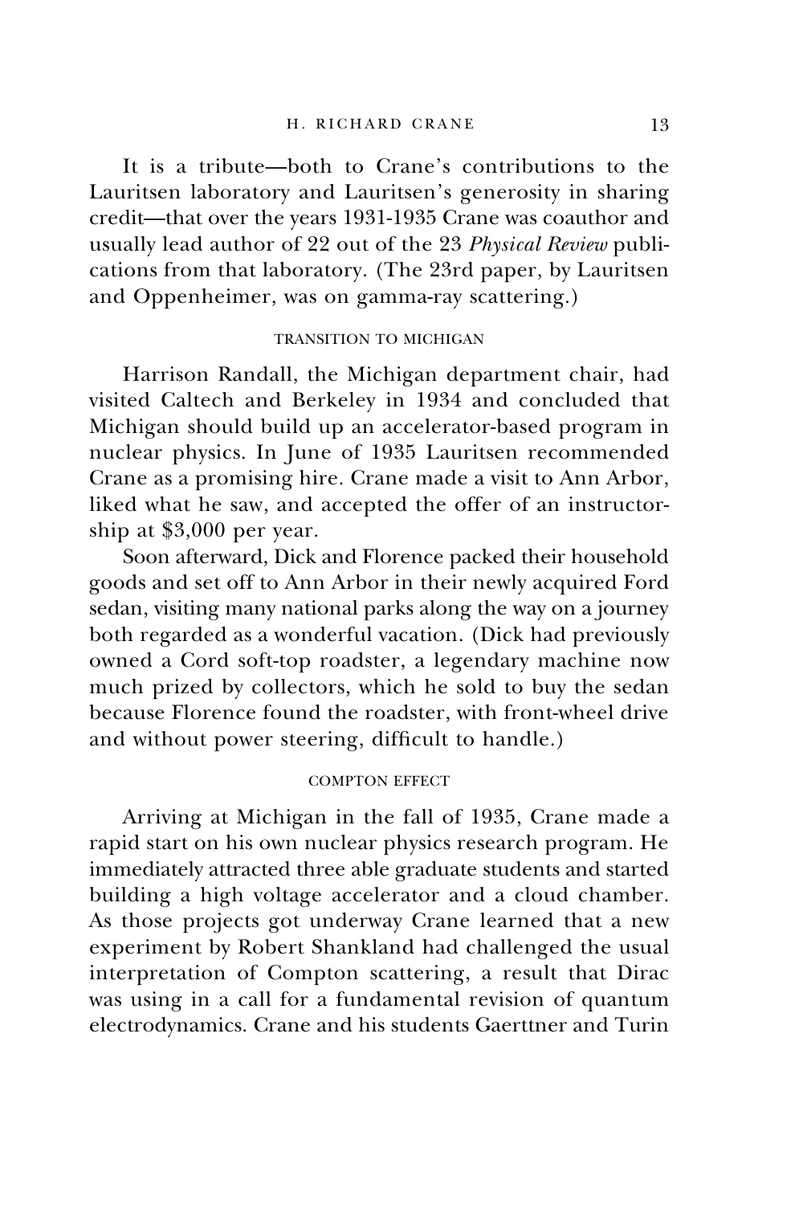It is a tribute—both to Crane's contributions to the Lauritsen laboratory and Lauritsen's generosity in sharing credit—that over the years 1931-1935 Crane was coauthor and usually lead author of 22 out of the 23 *Physical Review* publications from that laboratory. (The 23rd paper, by Lauritsen and Oppenheimer, was on gamma-ray scattering.)

## TRANSITION TO MICHIGAN

Harrison Randall, the Michigan department chair, had visited Caltech and Berkeley in 1934 and concluded that Michigan should build up an accelerator-based program in nuclear physics. In June of 1935 Lauritsen recommended Crane as a promising hire. Crane made a visit to Ann Arbor, liked what he saw, and accepted the offer of an instructorship at $3,000 per year.

Soon afterward, Dick and Florence packed their household goods and set off to Ann Arbor in their newly acquired Ford sedan, visiting many national parks along the way on a journey both regarded as a wonderful vacation. (Dick had previously owned a Cord soft-top roadster, a legendary machine now much prized by collectors, which he sold to buy the sedan because Florence found the roadster, with front-wheel drive and without power steering, difficult to handle.)

## COMPTON EFFECT

Arriving at Michigan in the fall of 1935, Crane made a rapid start on his own nuclear physics research program. He immediately attracted three able graduate students and started building a high voltage accelerator and a cloud chamber. As those projects got underway Crane learned that a new experiment by Robert Shankland had challenged the usual interpretation of Compton scattering, a result that Dirac was using in a call for a fundamental revision of quantum electrodynamics. Crane and his students Gaerttner and Turin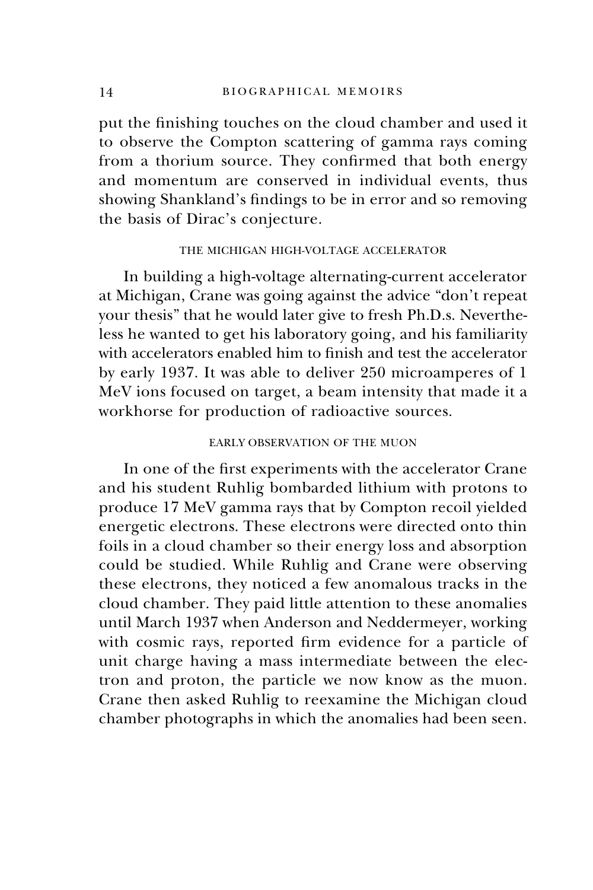put the finishing touches on the cloud chamber and used it to observe the Compton scattering of gamma rays coming from a thorium source. They confirmed that both energy and momentum are conserved in individual events, thus showing Shankland's findings to be in error and so removing the basis of Dirac's conjecture.

## THE MICHIGAN HIGH-VOLTAGE ACCELERATOR

In building a high-voltage alternating-current accelerator at Michigan, Crane was going against the advice "don't repeat your thesis" that he would later give to fresh Ph.D.s. Nevertheless he wanted to get his laboratory going, and his familiarity with accelerators enabled him to finish and test the accelerator by early 1937. It was able to deliver 250 microamperes of 1 MeV ions focused on target, a beam intensity that made it a workhorse for production of radioactive sources.

## EARLY OBSERVATION OF THE MUON

In one of the first experiments with the accelerator Crane and his student Ruhlig bombarded lithium with protons to produce 17 MeV gamma rays that by Compton recoil yielded energetic electrons. These electrons were directed onto thin foils in a cloud chamber so their energy loss and absorption could be studied. While Ruhlig and Crane were observing these electrons, they noticed a few anomalous tracks in the cloud chamber. They paid little attention to these anomalies until March 1937 when Anderson and Neddermeyer, working with cosmic rays, reported firm evidence for a particle of unit charge having a mass intermediate between the electron and proton, the particle we now know as the muon. Crane then asked Ruhlig to reexamine the Michigan cloud chamber photographs in which the anomalies had been seen.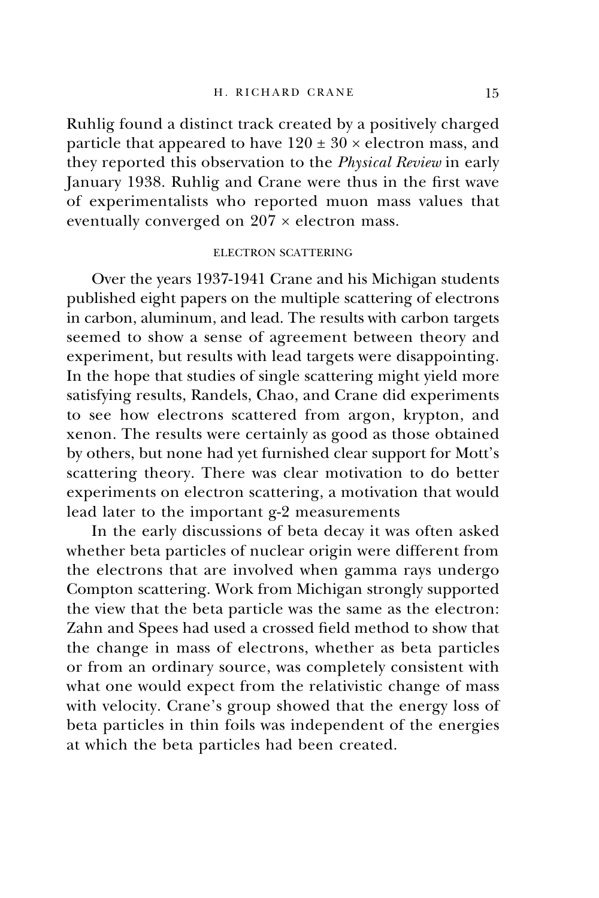Ruhlig found a distinct track created by a positively charged particle that appeared to have $120 \pm 30 \times$ electron mass, and they reported this observation to the *Physical Review* in early January 1938. Ruhlig and Crane were thus in the first wave of experimentalists who reported muon mass values that eventually converged on $207 \times$ electron mass.

## ELECTRON SCATTERING

Over the years 1937-1941 Crane and his Michigan students published eight papers on the multiple scattering of electrons in carbon, aluminum, and lead. The results with carbon targets seemed to show a sense of agreement between theory and experiment, but results with lead targets were disappointing. In the hope that studies of single scattering might yield more satisfying results, Randels, Chao, and Crane did experiments to see how electrons scattered from argon, krypton, and xenon. The results were certainly as good as those obtained by others, but none had yet furnished clear support for Mott's scattering theory. There was clear motivation to do better experiments on electron scattering, a motivation that would lead later to the important g-2 measurements

In the early discussions of beta decay it was often asked whether beta particles of nuclear origin were different from the electrons that are involved when gamma rays undergo Compton scattering. Work from Michigan strongly supported the view that the beta particle was the same as the electron: Zahn and Spees had used a crossed field method to show that the change in mass of electrons, whether as beta particles or from an ordinary source, was completely consistent with what one would expect from the relativistic change of mass with velocity. Crane's group showed that the energy loss of beta particles in thin foils was independent of the energies at which the beta particles had been created.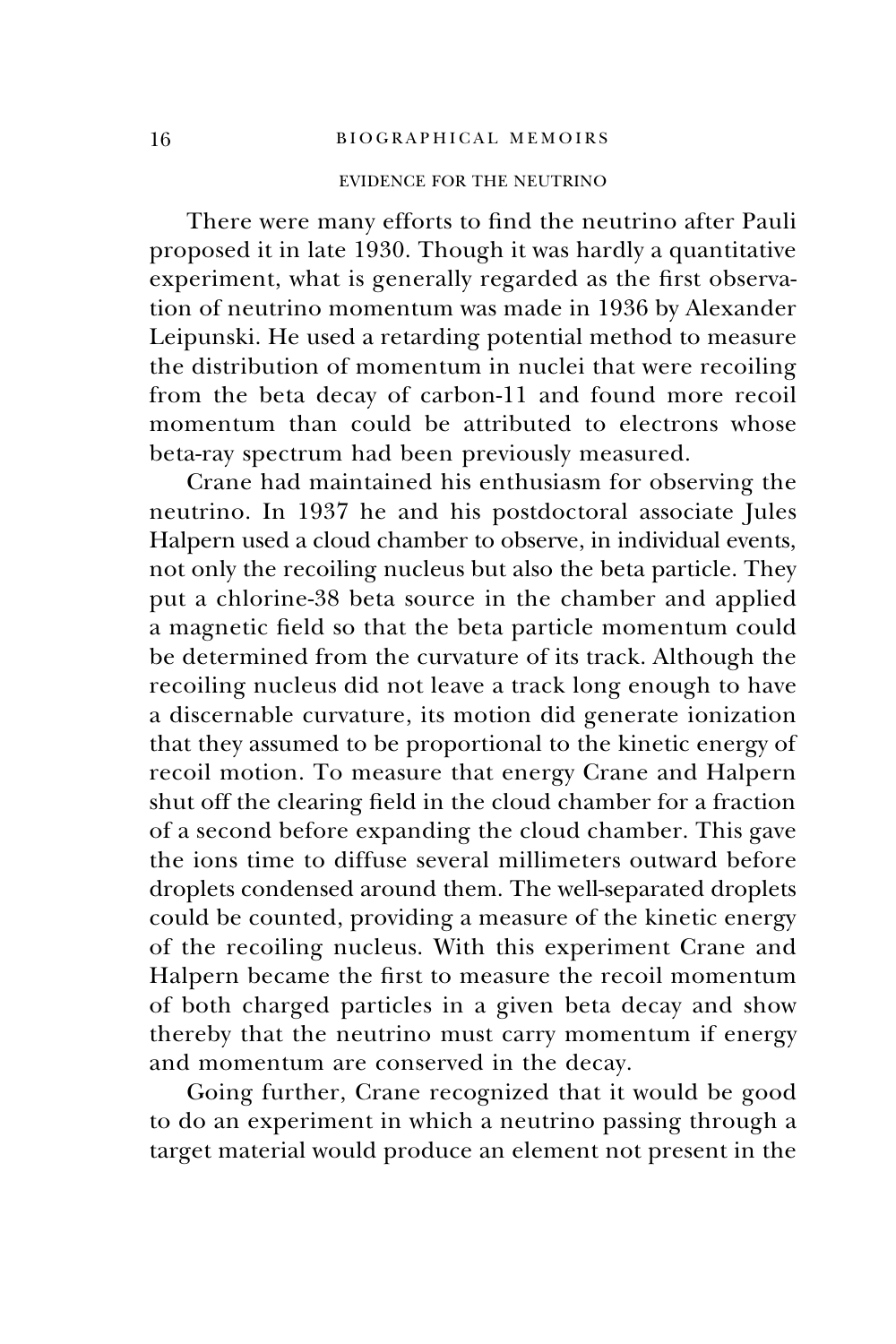## EVIDENCE FOR THE NEUTRINO

There were many efforts to find the neutrino after Pauli proposed it in late 1930. Though it was hardly a quantitative experiment, what is generally regarded as the first observation of neutrino momentum was made in 1936 by Alexander Leipunski. He used a retarding potential method to measure the distribution of momentum in nuclei that were recoiling from the beta decay of carbon-11 and found more recoil momentum than could be attributed to electrons whose beta-ray spectrum had been previously measured.

Crane had maintained his enthusiasm for observing the neutrino. In 1937 he and his postdoctoral associate Jules Halpern used a cloud chamber to observe, in individual events, not only the recoiling nucleus but also the beta particle. They put a chlorine-38 beta source in the chamber and applied a magnetic field so that the beta particle momentum could be determined from the curvature of its track. Although the recoiling nucleus did not leave a track long enough to have a discernable curvature, its motion did generate ionization that they assumed to be proportional to the kinetic energy of recoil motion. To measure that energy Crane and Halpern shut off the clearing field in the cloud chamber for a fraction of a second before expanding the cloud chamber. This gave the ions time to diffuse several millimeters outward before droplets condensed around them. The well-separated droplets could be counted, providing a measure of the kinetic energy of the recoiling nucleus. With this experiment Crane and Halpern became the first to measure the recoil momentum of both charged particles in a given beta decay and show thereby that the neutrino must carry momentum if energy and momentum are conserved in the decay.

Going further, Crane recognized that it would be good to do an experiment in which a neutrino passing through a target material would produce an element not present in the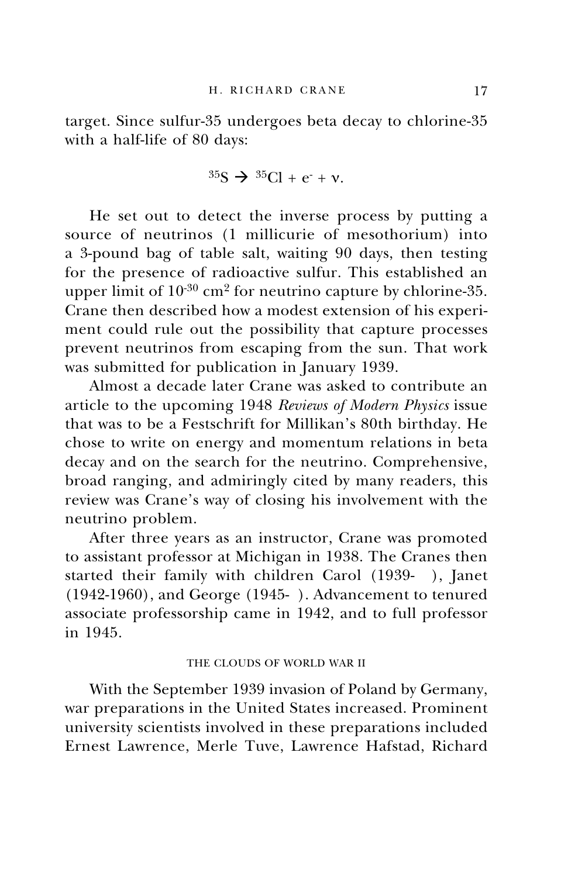target. Since sulfur-35 undergoes beta decay to chlorine-35 with a half-life of 80 days:

$$^{35}S \rightarrow {}^{35}Cl + e^{-} + \nu.$$

He set out to detect the inverse process by putting a source of neutrinos (1 millicurie of mesothorium) into a 3-pound bag of table salt, waiting 90 days, then testing for the presence of radioactive sulfur. This established an upper limit of $10^{-30}$ $cm^2$ for neutrino capture by chlorine-35. Crane then described how a modest extension of his experiment could rule out the possibility that capture processes prevent neutrinos from escaping from the sun. That work was submitted for publication in January 1939.

Almost a decade later Crane was asked to contribute an article to the upcoming 1948 *Reviews of Modern Physics* issue that was to be a Festschrift for Millikan's 80th birthday. He chose to write on energy and momentum relations in beta decay and on the search for the neutrino. Comprehensive, broad ranging, and admiringly cited by many readers, this review was Crane's way of closing his involvement with the neutrino problem.

After three years as an instructor, Crane was promoted to assistant professor at Michigan in 1938. The Cranes then started their family with children Carol (1939- ), Janet (1942-1960), and George (1945- ). Advancement to tenured associate professorship came in 1942, and to full professor in 1945.

## THE CLOUDS OF WORLD WAR II

With the September 1939 invasion of Poland by Germany, war preparations in the United States increased. Prominent university scientists involved in these preparations included Ernest Lawrence, Merle Tuve, Lawrence Hafstad, Richard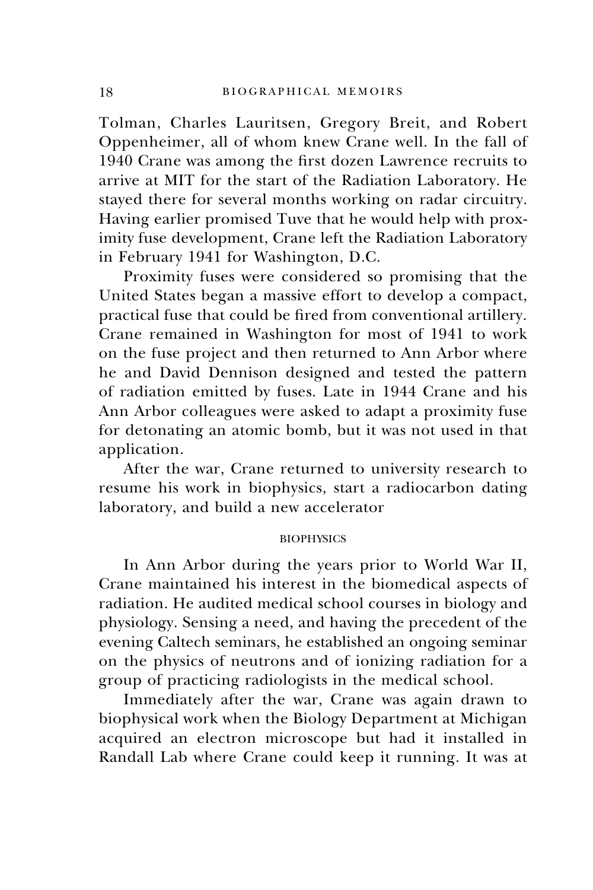Tolman, Charles Lauritsen, Gregory Breit, and Robert Oppenheimer, all of whom knew Crane well. In the fall of 1940 Crane was among the first dozen Lawrence recruits to arrive at MIT for the start of the Radiation Laboratory. He stayed there for several months working on radar circuitry. Having earlier promised Tuve that he would help with proximity fuse development, Crane left the Radiation Laboratory in February 1941 for Washington, D.C.

Proximity fuses were considered so promising that the United States began a massive effort to develop a compact, practical fuse that could be fired from conventional artillery. Crane remained in Washington for most of 1941 to work on the fuse project and then returned to Ann Arbor where he and David Dennison designed and tested the pattern of radiation emitted by fuses. Late in 1944 Crane and his Ann Arbor colleagues were asked to adapt a proximity fuse for detonating an atomic bomb, but it was not used in that application.

After the war, Crane returned to university research to resume his work in biophysics, start a radiocarbon dating laboratory, and build a new accelerator

## BIOPHYSICS

In Ann Arbor during the years prior to World War II, Crane maintained his interest in the biomedical aspects of radiation. He audited medical school courses in biology and physiology. Sensing a need, and having the precedent of the evening Caltech seminars, he established an ongoing seminar on the physics of neutrons and of ionizing radiation for a group of practicing radiologists in the medical school.

Immediately after the war, Crane was again drawn to biophysical work when the Biology Department at Michigan acquired an electron microscope but had it installed in Randall Lab where Crane could keep it running. It was at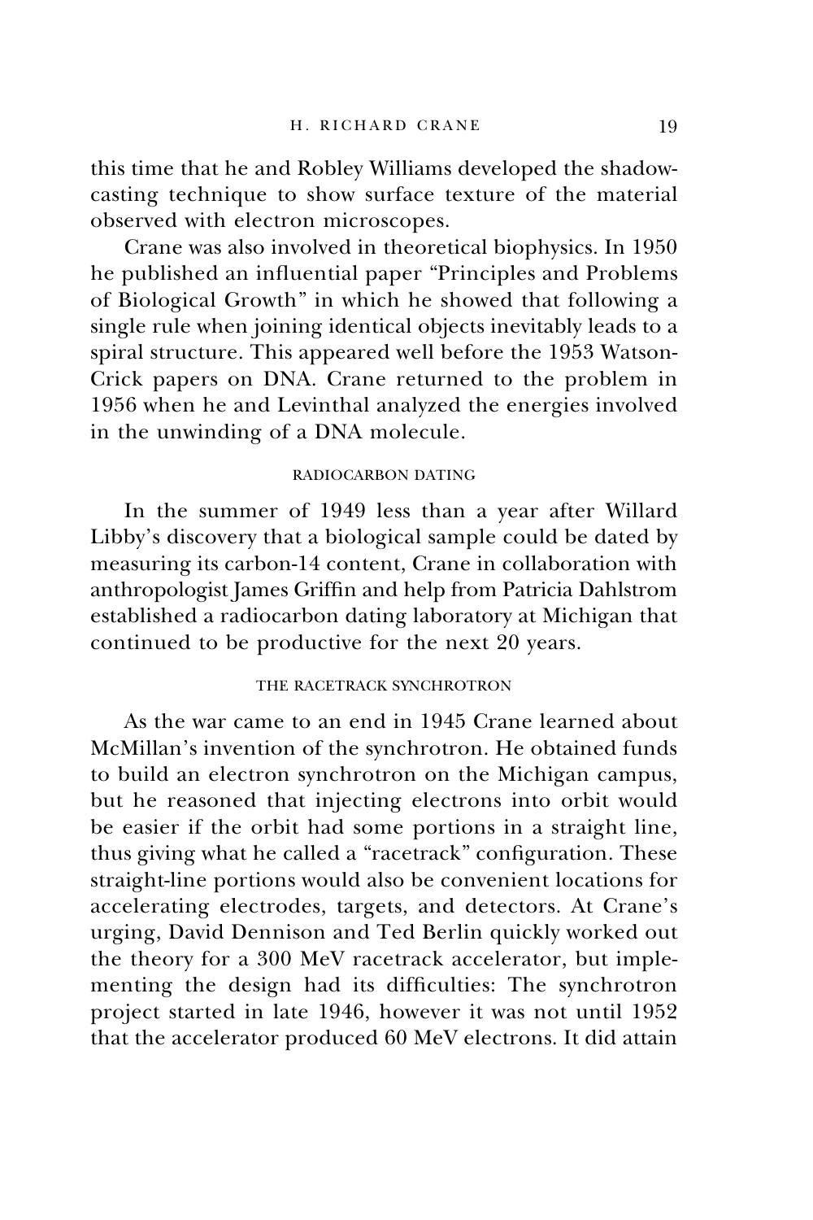this time that he and Robley Williams developed the shadow-casting technique to show surface texture of the material observed with electron microscopes.

Crane was also involved in theoretical biophysics. In 1950 he published an influential paper "Principles and Problems of Biological Growth" in which he showed that following a single rule when joining identical objects inevitably leads to a spiral structure. This appeared well before the 1953 Watson-Crick papers on DNA. Crane returned to the problem in 1956 when he and Levinthal analyzed the energies involved in the unwinding of a DNA molecule.

## RADIOCARBON DATING

In the summer of 1949 less than a year after Willard Libby's discovery that a biological sample could be dated by measuring its carbon-14 content, Crane in collaboration with anthropologist James Griffin and help from Patricia Dahlstrom established a radiocarbon dating laboratory at Michigan that continued to be productive for the next 20 years.

## THE RACETRACK SYNCHROTRON

As the war came to an end in 1945 Crane learned about McMillan's invention of the synchrotron. He obtained funds to build an electron synchrotron on the Michigan campus, but he reasoned that injecting electrons into orbit would be easier if the orbit had some portions in a straight line, thus giving what he called a "racetrack" configuration. These straight-line portions would also be convenient locations for accelerating electrodes, targets, and detectors. At Crane's urging, David Dennison and Ted Berlin quickly worked out the theory for a 300 MeV racetrack accelerator, but implementing the design had its difficulties: The synchrotron project started in late 1946, however it was not until 1952 that the accelerator produced 60 MeV electrons. It did attain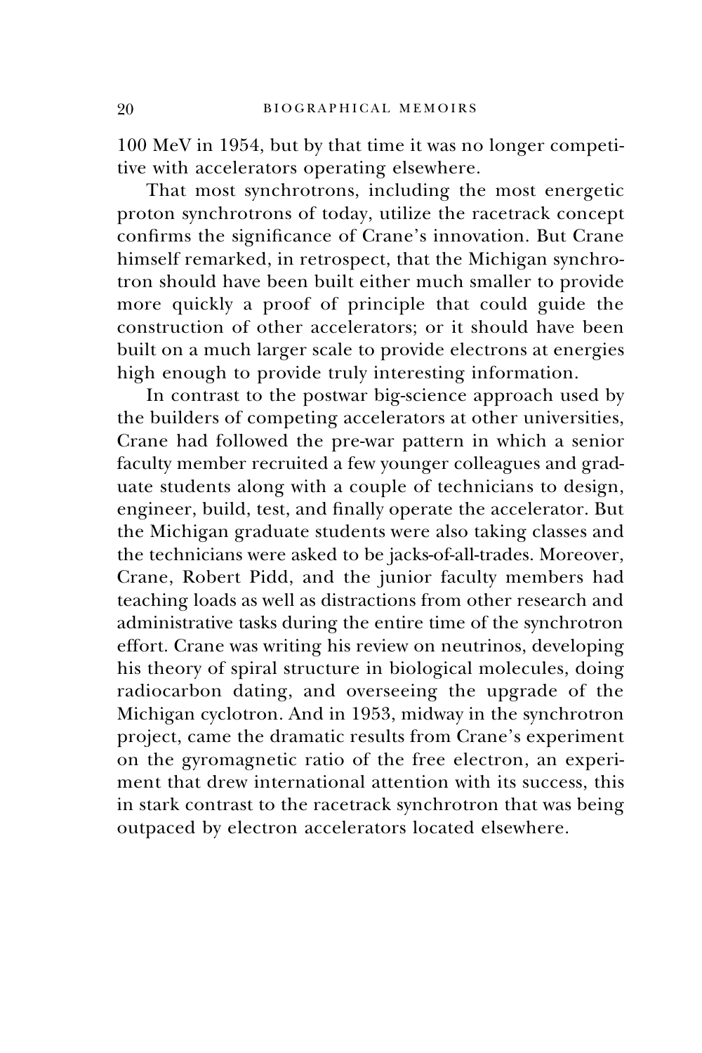100 MeV in 1954, but by that time it was no longer competitive with accelerators operating elsewhere.

That most synchrotrons, including the most energetic proton synchrotrons of today, utilize the racetrack concept confirms the significance of Crane's innovation. But Crane himself remarked, in retrospect, that the Michigan synchrotron should have been built either much smaller to provide more quickly a proof of principle that could guide the construction of other accelerators; or it should have been built on a much larger scale to provide electrons at energies high enough to provide truly interesting information.

In contrast to the postwar big-science approach used by the builders of competing accelerators at other universities, Crane had followed the pre-war pattern in which a senior faculty member recruited a few younger colleagues and graduate students along with a couple of technicians to design, engineer, build, test, and finally operate the accelerator. But the Michigan graduate students were also taking classes and the technicians were asked to be jacks-of-all-trades. Moreover, Crane, Robert Pidd, and the junior faculty members had teaching loads as well as distractions from other research and administrative tasks during the entire time of the synchrotron effort. Crane was writing his review on neutrinos, developing his theory of spiral structure in biological molecules, doing radiocarbon dating, and overseeing the upgrade of the Michigan cyclotron. And in 1953, midway in the synchrotron project, came the dramatic results from Crane's experiment on the gyromagnetic ratio of the free electron, an experiment that drew international attention with its success, this in stark contrast to the racetrack synchrotron that was being outpaced by electron accelerators located elsewhere.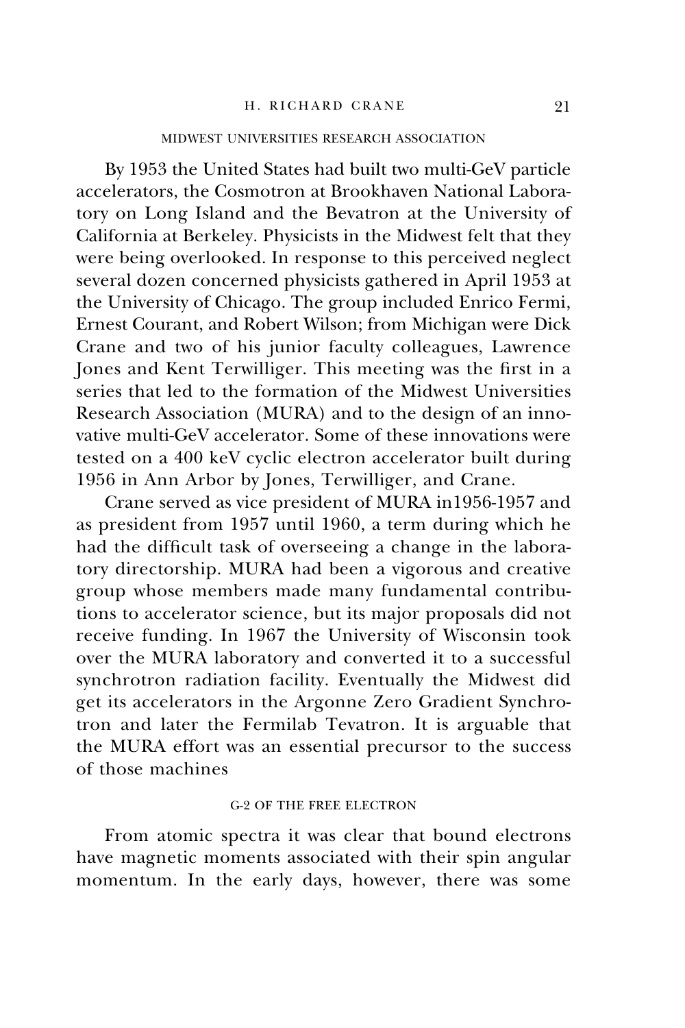## MIDWEST UNIVERSITIES RESEARCH ASSOCIATION

By 1953 the United States had built two multi-GeV particle accelerators, the Cosmotron at Brookhaven National Laboratory on Long Island and the Bevatron at the University of California at Berkeley. Physicists in the Midwest felt that they were being overlooked. In response to this perceived neglect several dozen concerned physicists gathered in April 1953 at the University of Chicago. The group included Enrico Fermi, Ernest Courant, and Robert Wilson; from Michigan were Dick Crane and two of his junior faculty colleagues, Lawrence Jones and Kent Terwilliger. This meeting was the first in a series that led to the formation of the Midwest Universities Research Association (MURA) and to the design of an innovative multi-GeV accelerator. Some of these innovations were tested on a 400 keV cyclic electron accelerator built during 1956 in Ann Arbor by Jones, Terwilliger, and Crane.

Crane served as vice president of MURA in1956-1957 and as president from 1957 until 1960, a term during which he had the difficult task of overseeing a change in the laboratory directorship. MURA had been a vigorous and creative group whose members made many fundamental contributions to accelerator science, but its major proposals did not receive funding. In 1967 the University of Wisconsin took over the MURA laboratory and converted it to a successful synchrotron radiation facility. Eventually the Midwest did get its accelerators in the Argonne Zero Gradient Synchrotron and later the Fermilab Tevatron. It is arguable that the MURA effort was an essential precursor to the success of those machines

## G-2 OF THE FREE ELECTRON

From atomic spectra it was clear that bound electrons have magnetic moments associated with their spin angular momentum. In the early days, however, there was some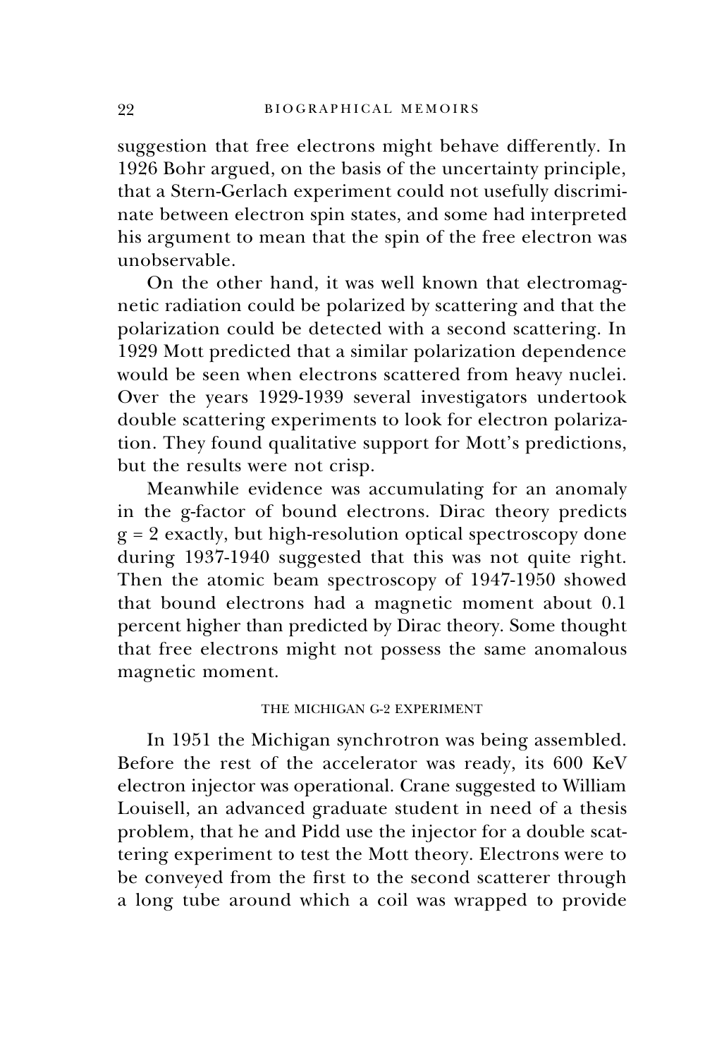suggestion that free electrons might behave differently. In 1926 Bohr argued, on the basis of the uncertainty principle, that a Stern-Gerlach experiment could not usefully discriminate between electron spin states, and some had interpreted his argument to mean that the spin of the free electron was unobservable.

On the other hand, it was well known that electromagnetic radiation could be polarized by scattering and that the polarization could be detected with a second scattering. In 1929 Mott predicted that a similar polarization dependence would be seen when electrons scattered from heavy nuclei. Over the years 1929-1939 several investigators undertook double scattering experiments to look for electron polarization. They found qualitative support for Mott's predictions, but the results were not crisp.

Meanwhile evidence was accumulating for an anomaly in the g-factor of bound electrons. Dirac theory predicts $g = 2$ exactly, but high-resolution optical spectroscopy done during 1937-1940 suggested that this was not quite right. Then the atomic beam spectroscopy of 1947-1950 showed that bound electrons had a magnetic moment about 0.1 percent higher than predicted by Dirac theory. Some thought that free electrons might not possess the same anomalous magnetic moment.

### THE MICHIGAN G-2 EXPERIMENT

In 1951 the Michigan synchrotron was being assembled. Before the rest of the accelerator was ready, its 600 KeV electron injector was operational. Crane suggested to William Louisell, an advanced graduate student in need of a thesis problem, that he and Pidd use the injector for a double scattering experiment to test the Mott theory. Electrons were to be conveyed from the first to the second scatterer through a long tube around which a coil was wrapped to provide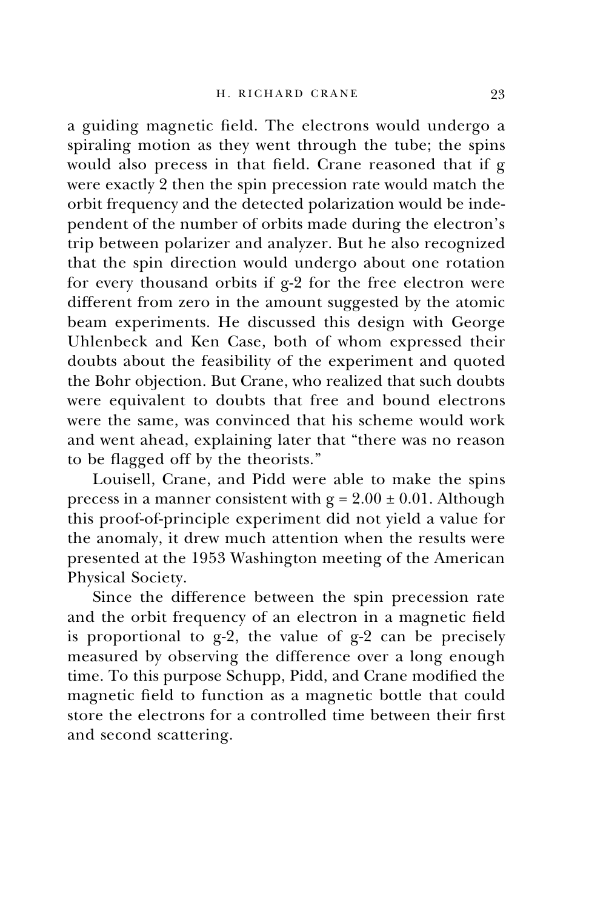a guiding magnetic field. The electrons would undergo a spiraling motion as they went through the tube; the spins would also precess in that field. Crane reasoned that if g were exactly 2 then the spin precession rate would match the orbit frequency and the detected polarization would be independent of the number of orbits made during the electron's trip between polarizer and analyzer. But he also recognized that the spin direction would undergo about one rotation for every thousand orbits if g-2 for the free electron were different from zero in the amount suggested by the atomic beam experiments. He discussed this design with George Uhlenbeck and Ken Case, both of whom expressed their doubts about the feasibility of the experiment and quoted the Bohr objection. But Crane, who realized that such doubts were equivalent to doubts that free and bound electrons were the same, was convinced that his scheme would work and went ahead, explaining later that "there was no reason to be flagged off by the theorists."

Louisell, Crane, and Pidd were able to make the spins precess in a manner consistent with $g = 2.00 \pm 0.01$. Although this proof-of-principle experiment did not yield a value for the anomaly, it drew much attention when the results were presented at the 1953 Washington meeting of the American Physical Society.

Since the difference between the spin precession rate and the orbit frequency of an electron in a magnetic field is proportional to g-2, the value of g-2 can be precisely measured by observing the difference over a long enough time. To this purpose Schupp, Pidd, and Crane modified the magnetic field to function as a magnetic bottle that could store the electrons for a controlled time between their first and second scattering.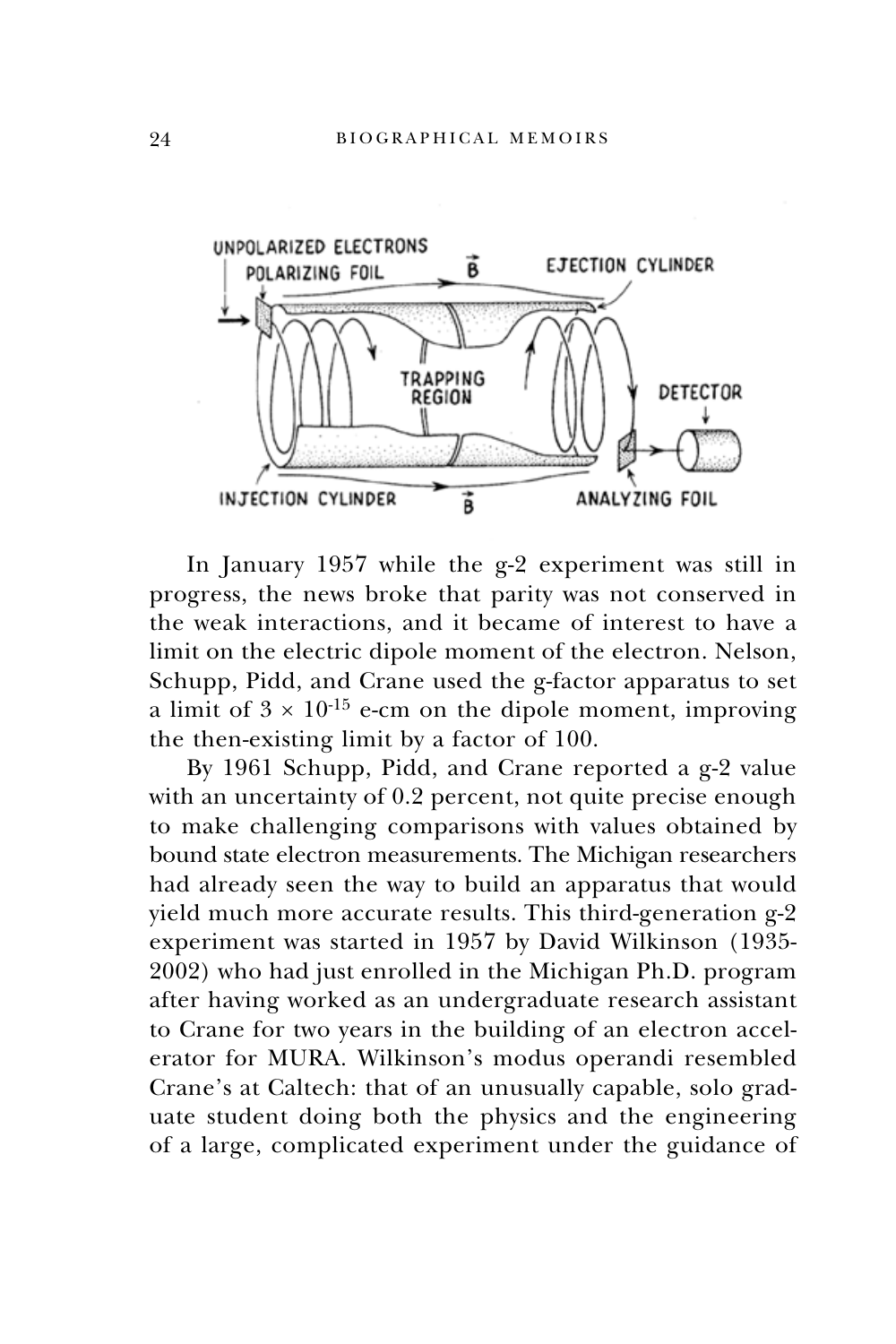In January 1957 while the g-2 experiment was still in progress, the news broke that parity was not conserved in the weak interactions, and it became of interest to have a limit on the electric dipole moment of the electron. Nelson, Schupp, Pidd, and Crane used the g-factor apparatus to set a limit of $3 \times 10^{-15}$ e-cm on the dipole moment, improving the then-existing limit by a factor of 100.

By 1961 Schupp, Pidd, and Crane reported a g-2 value with an uncertainty of 0.2 percent, not quite precise enough to make challenging comparisons with values obtained by bound state electron measurements. The Michigan researchers had already seen the way to build an apparatus that would yield much more accurate results. This third-generation g-2 experiment was started in 1957 by David Wilkinson (1935-2002) who had just enrolled in the Michigan Ph.D. program after having worked as an undergraduate research assistant to Crane for two years in the building of an electron accelerator for MURA. Wilkinson's modus operandi resembled Crane's at Caltech: that of an unusually capable, solo graduate student doing both the physics and the engineering of a large, complicated experiment under the guidance of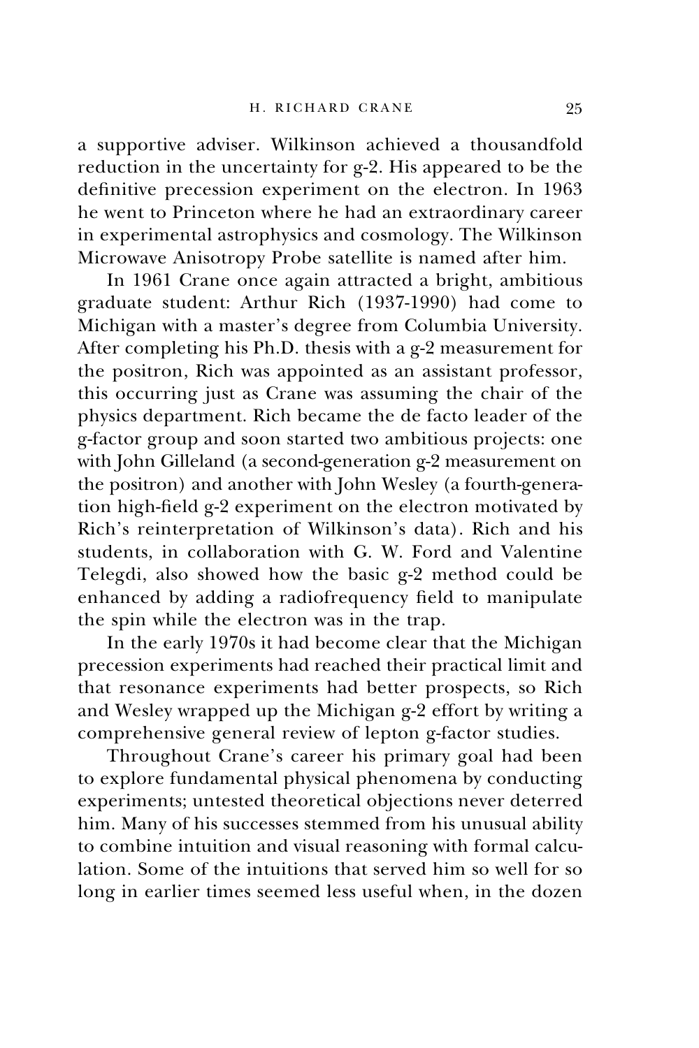a supportive adviser. Wilkinson achieved a thousandfold reduction in the uncertainty for g-2. His appeared to be the definitive precession experiment on the electron. In 1963 he went to Princeton where he had an extraordinary career in experimental astrophysics and cosmology. The Wilkinson Microwave Anisotropy Probe satellite is named after him.

In 1961 Crane once again attracted a bright, ambitious graduate student: Arthur Rich (1937-1990) had come to Michigan with a master's degree from Columbia University. After completing his Ph.D. thesis with a g-2 measurement for the positron, Rich was appointed as an assistant professor, this occurring just as Crane was assuming the chair of the physics department. Rich became the de facto leader of the g-factor group and soon started two ambitious projects: one with John Gilleland (a second-generation g-2 measurement on the positron) and another with John Wesley (a fourth-generation high-field g-2 experiment on the electron motivated by Rich's reinterpretation of Wilkinson's data). Rich and his students, in collaboration with G. W. Ford and Valentine Telegdi, also showed how the basic g-2 method could be enhanced by adding a radiofrequency field to manipulate the spin while the electron was in the trap.

In the early 1970s it had become clear that the Michigan precession experiments had reached their practical limit and that resonance experiments had better prospects, so Rich and Wesley wrapped up the Michigan g-2 effort by writing a comprehensive general review of lepton g-factor studies.

Throughout Crane's career his primary goal had been to explore fundamental physical phenomena by conducting experiments; untested theoretical objections never deterred him. Many of his successes stemmed from his unusual ability to combine intuition and visual reasoning with formal calculation. Some of the intuitions that served him so well for so long in earlier times seemed less useful when, in the dozen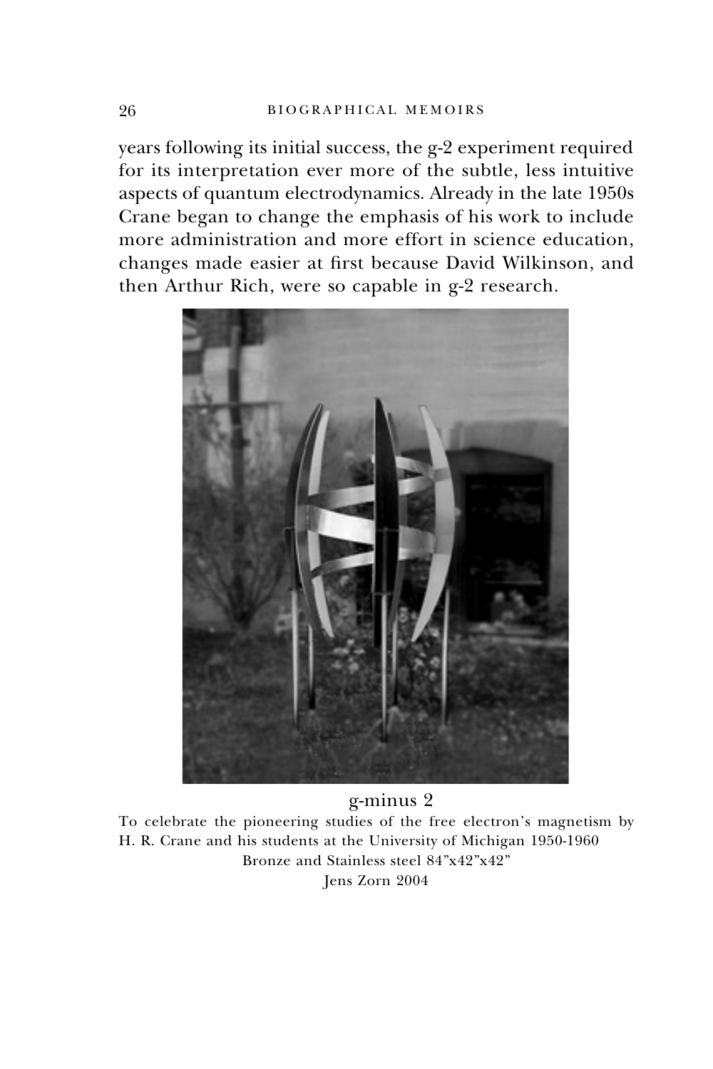years following its initial success, the g-2 experiment required for its interpretation ever more of the subtle, less intuitive aspects of quantum electrodynamics. Already in the late 1950s Crane began to change the emphasis of his work to include more administration and more effort in science education, changes made easier at first because David Wilkinson, and then Arthur Rich, were so capable in g-2 research.

g-minus 2

To celebrate the pioneering studies of the free electron's magnetism by H. R. Crane and his students at the University of Michigan 1950-1960

Bronze and Stainless steel 84"x42"x42"

Jens Zorn 2004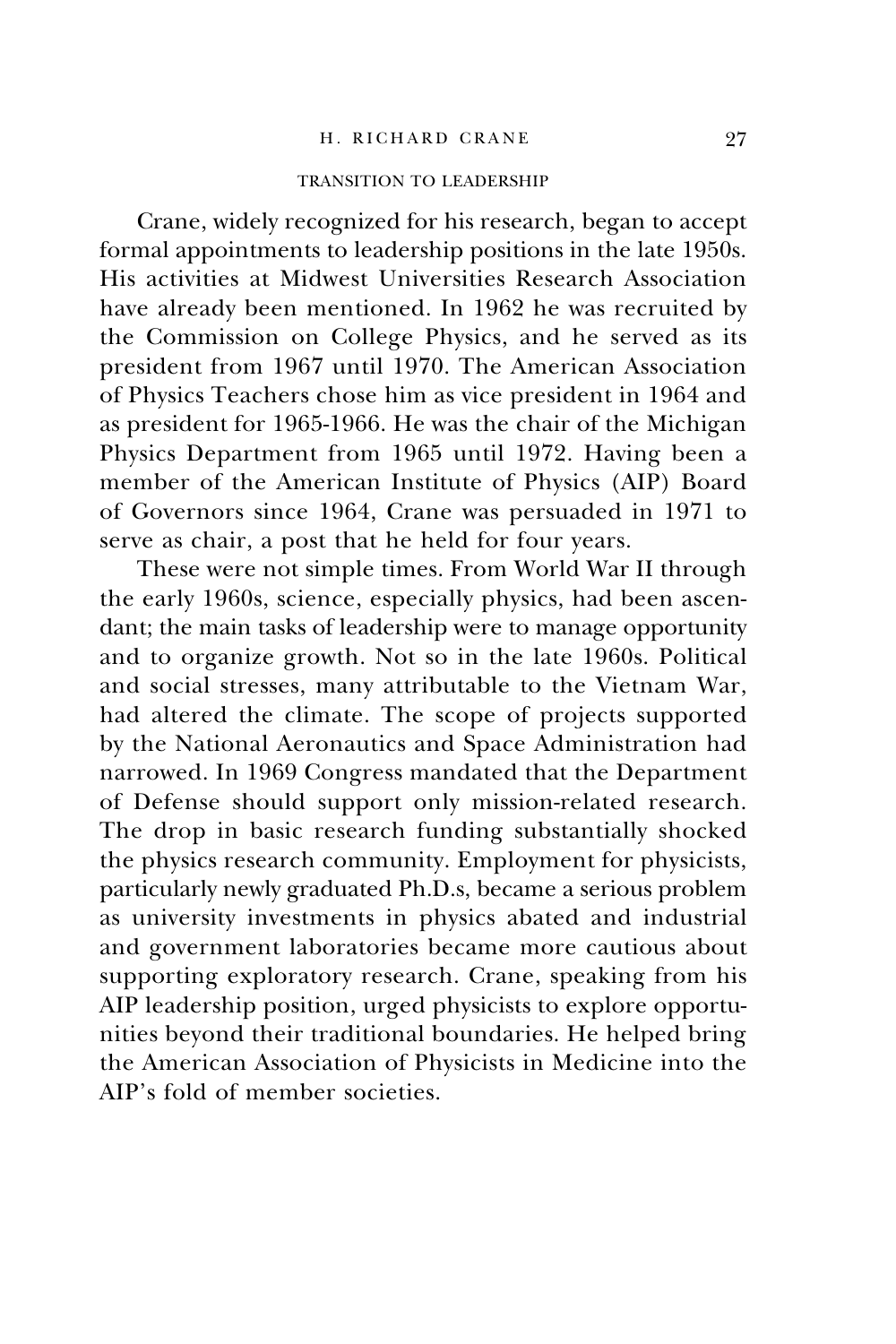## TRANSITION TO LEADERSHIP

Crane, widely recognized for his research, began to accept formal appointments to leadership positions in the late 1950s. His activities at Midwest Universities Research Association have already been mentioned. In 1962 he was recruited by the Commission on College Physics, and he served as its president from 1967 until 1970. The American Association of Physics Teachers chose him as vice president in 1964 and as president for 1965-1966. He was the chair of the Michigan Physics Department from 1965 until 1972. Having been a member of the American Institute of Physics (AIP) Board of Governors since 1964, Crane was persuaded in 1971 to serve as chair, a post that he held for four years.

These were not simple times. From World War II through the early 1960s, science, especially physics, had been ascendant; the main tasks of leadership were to manage opportunity and to organize growth. Not so in the late 1960s. Political and social stresses, many attributable to the Vietnam War, had altered the climate. The scope of projects supported by the National Aeronautics and Space Administration had narrowed. In 1969 Congress mandated that the Department of Defense should support only mission-related research. The drop in basic research funding substantially shocked the physics research community. Employment for physicists, particularly newly graduated Ph.D.s, became a serious problem as university investments in physics abated and industrial and government laboratories became more cautious about supporting exploratory research. Crane, speaking from his AIP leadership position, urged physicists to explore opportunities beyond their traditional boundaries. He helped bring the American Association of Physicists in Medicine into the AIP's fold of member societies.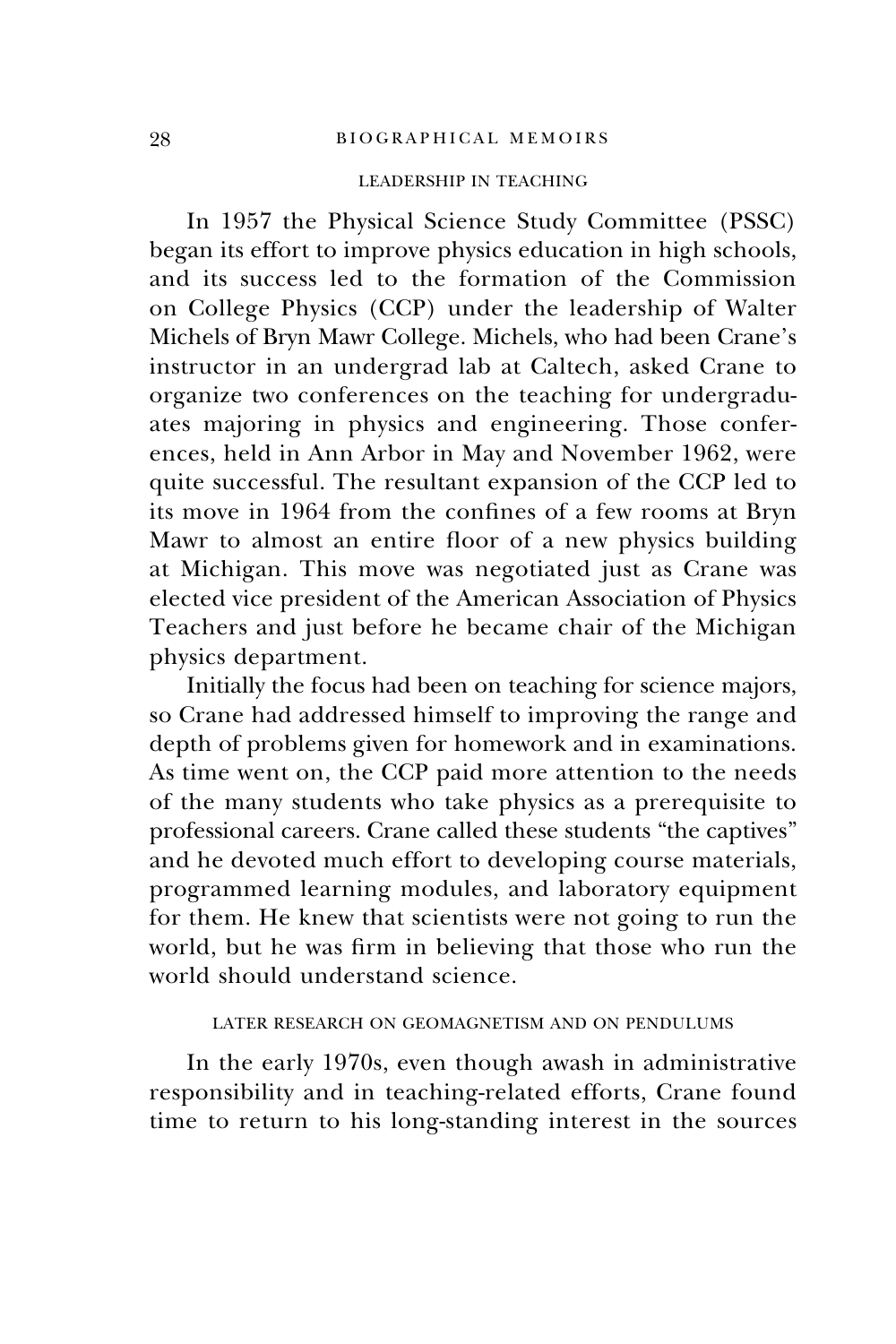## LEADERSHIP IN TEACHING

In 1957 the Physical Science Study Committee (PSSC) began its effort to improve physics education in high schools, and its success led to the formation of the Commission on College Physics (CCP) under the leadership of Walter Michels of Bryn Mawr College. Michels, who had been Crane's instructor in an undergrad lab at Caltech, asked Crane to organize two conferences on the teaching for undergraduates majoring in physics and engineering. Those conferences, held in Ann Arbor in May and November 1962, were quite successful. The resultant expansion of the CCP led to its move in 1964 from the confines of a few rooms at Bryn Mawr to almost an entire floor of a new physics building at Michigan. This move was negotiated just as Crane was elected vice president of the American Association of Physics Teachers and just before he became chair of the Michigan physics department.

Initially the focus had been on teaching for science majors, so Crane had addressed himself to improving the range and depth of problems given for homework and in examinations. As time went on, the CCP paid more attention to the needs of the many students who take physics as a prerequisite to professional careers. Crane called these students "the captives" and he devoted much effort to developing course materials, programmed learning modules, and laboratory equipment for them. He knew that scientists were not going to run the world, but he was firm in believing that those who run the world should understand science.

## LATER RESEARCH ON GEOMAGNETISM AND ON PENDULUMS

In the early 1970s, even though awash in administrative responsibility and in teaching-related efforts, Crane found time to return to his long-standing interest in the sources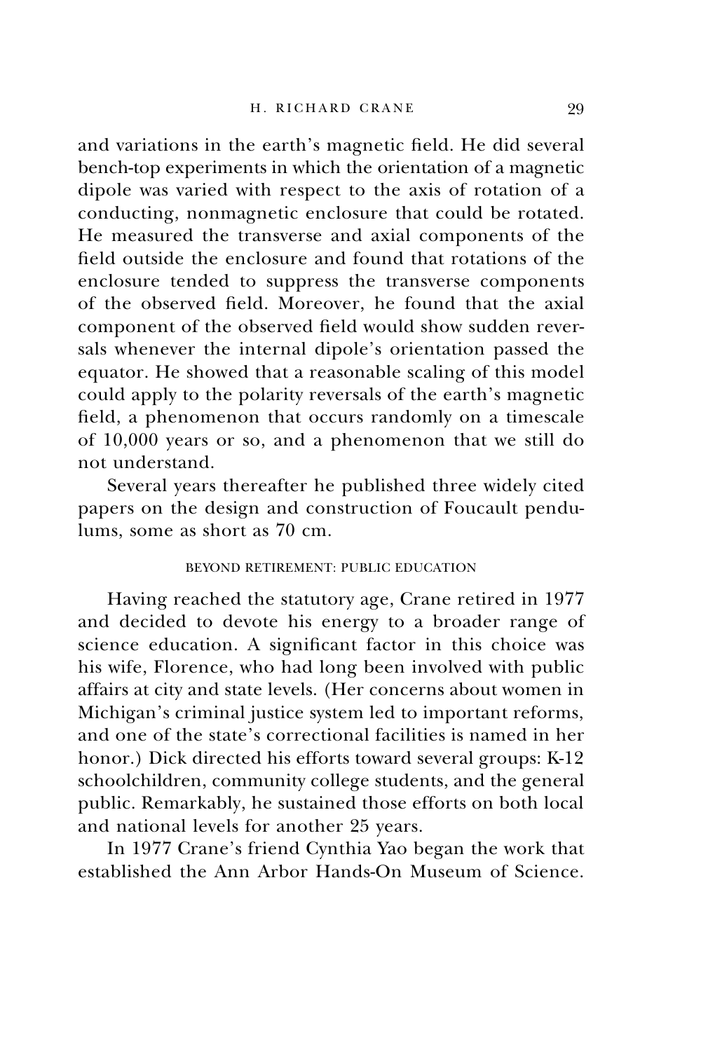and variations in the earth's magnetic field. He did several bench-top experiments in which the orientation of a magnetic dipole was varied with respect to the axis of rotation of a conducting, nonmagnetic enclosure that could be rotated. He measured the transverse and axial components of the field outside the enclosure and found that rotations of the enclosure tended to suppress the transverse components of the observed field. Moreover, he found that the axial component of the observed field would show sudden reversals whenever the internal dipole's orientation passed the equator. He showed that a reasonable scaling of this model could apply to the polarity reversals of the earth's magnetic field, a phenomenon that occurs randomly on a timescale of 10,000 years or so, and a phenomenon that we still do not understand.

Several years thereafter he published three widely cited papers on the design and construction of Foucault pendulums, some as short as 70 cm.

## BEYOND RETIREMENT: PUBLIC EDUCATION

Having reached the statutory age, Crane retired in 1977 and decided to devote his energy to a broader range of science education. A significant factor in this choice was his wife, Florence, who had long been involved with public affairs at city and state levels. (Her concerns about women in Michigan's criminal justice system led to important reforms, and one of the state's correctional facilities is named in her honor.) Dick directed his efforts toward several groups: K-12 schoolchildren, community college students, and the general public. Remarkably, he sustained those efforts on both local and national levels for another 25 years.

In 1977 Crane's friend Cynthia Yao began the work that established the Ann Arbor Hands-On Museum of Science.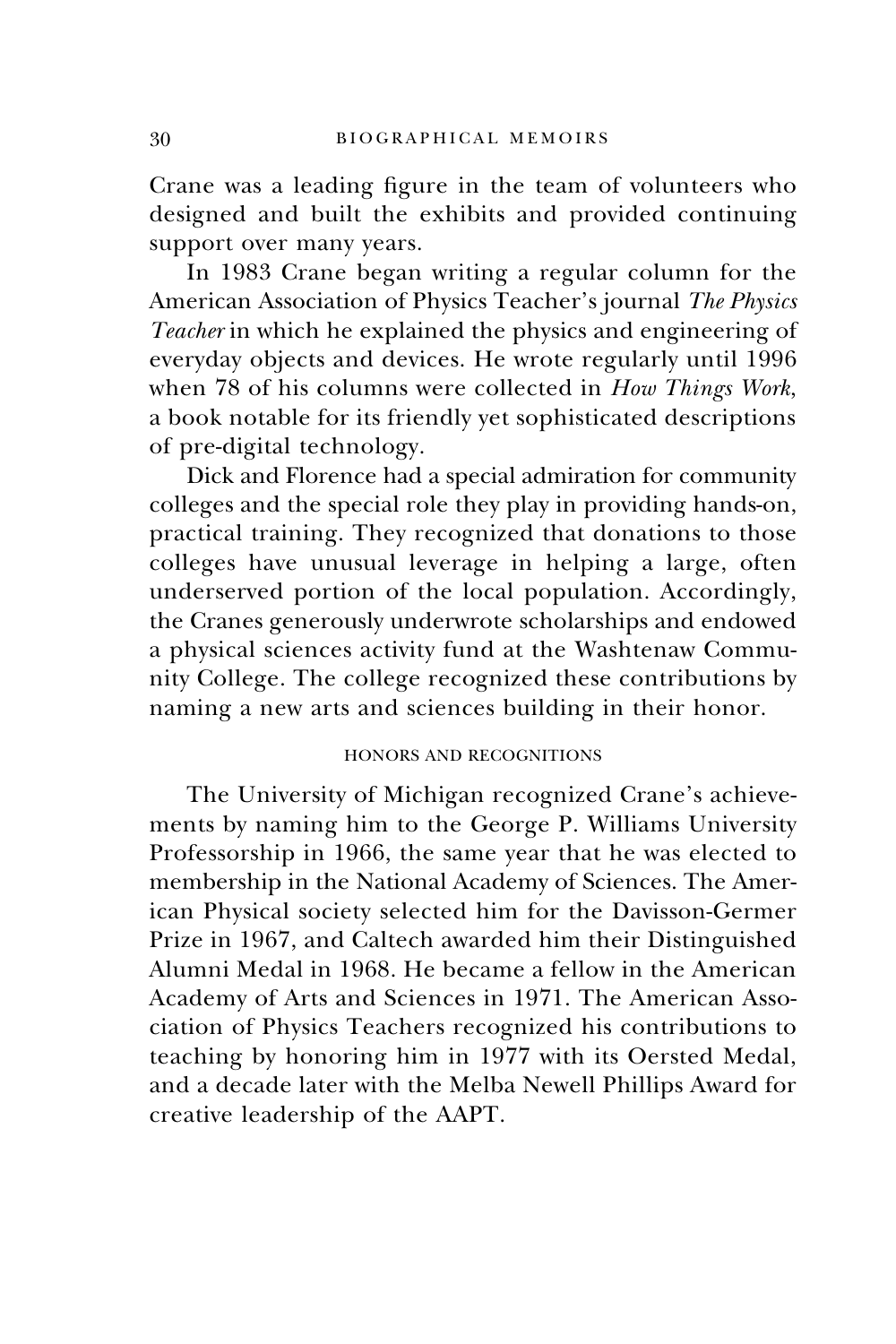Crane was a leading figure in the team of volunteers who designed and built the exhibits and provided continuing support over many years.

In 1983 Crane began writing a regular column for the American Association of Physics Teacher's journal *The Physics Teacher* in which he explained the physics and engineering of everyday objects and devices. He wrote regularly until 1996 when 78 of his columns were collected in *How Things Work*, a book notable for its friendly yet sophisticated descriptions of pre-digital technology.

Dick and Florence had a special admiration for community colleges and the special role they play in providing hands-on, practical training. They recognized that donations to those colleges have unusual leverage in helping a large, often underserved portion of the local population. Accordingly, the Cranes generously underwrote scholarships and endowed a physical sciences activity fund at the Washtenaw Community College. The college recognized these contributions by naming a new arts and sciences building in their honor.

## HONORS AND RECOGNITIONS

The University of Michigan recognized Crane's achievements by naming him to the George P. Williams University Professorship in 1966, the same year that he was elected to membership in the National Academy of Sciences. The American Physical society selected him for the Davisson-Germer Prize in 1967, and Caltech awarded him their Distinguished Alumni Medal in 1968. He became a fellow in the American Academy of Arts and Sciences in 1971. The American Association of Physics Teachers recognized his contributions to teaching by honoring him in 1977 with its Oersted Medal, and a decade later with the Melba Newell Phillips Award for creative leadership of the AAPT.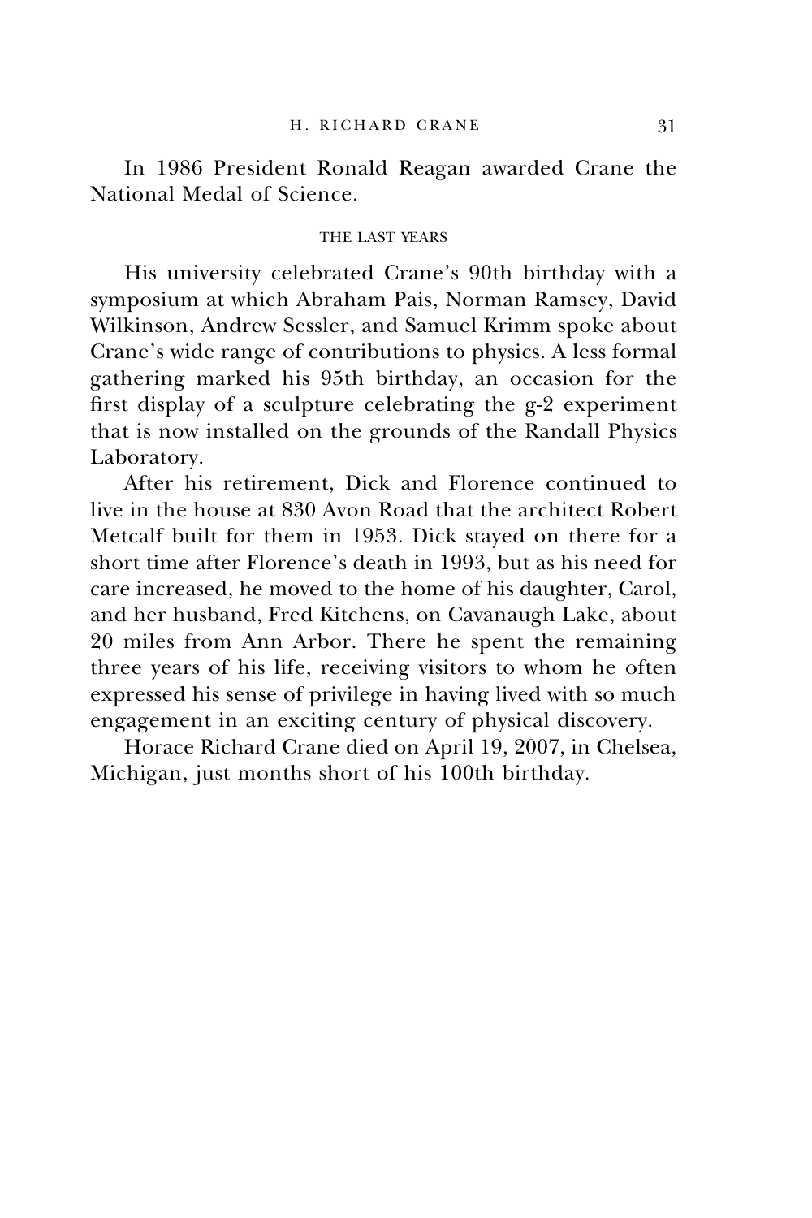In 1986 President Ronald Reagan awarded Crane the National Medal of Science.

## THE LAST YEARS

His university celebrated Crane's 90th birthday with a symposium at which Abraham Pais, Norman Ramsey, David Wilkinson, Andrew Sessler, and Samuel Krimm spoke about Crane's wide range of contributions to physics. A less formal gathering marked his 95th birthday, an occasion for the first display of a sculpture celebrating the g-2 experiment that is now installed on the grounds of the Randall Physics Laboratory.

After his retirement, Dick and Florence continued to live in the house at 830 Avon Road that the architect Robert Metcalf built for them in 1953. Dick stayed on there for a short time after Florence's death in 1993, but as his need for care increased, he moved to the home of his daughter, Carol, and her husband, Fred Kitchens, on Cavanaugh Lake, about 20 miles from Ann Arbor. There he spent the remaining three years of his life, receiving visitors to whom he often expressed his sense of privilege in having lived with so much engagement in an exciting century of physical discovery.

Horace Richard Crane died on April 19, 2007, in Chelsea, Michigan, just months short of his 100th birthday.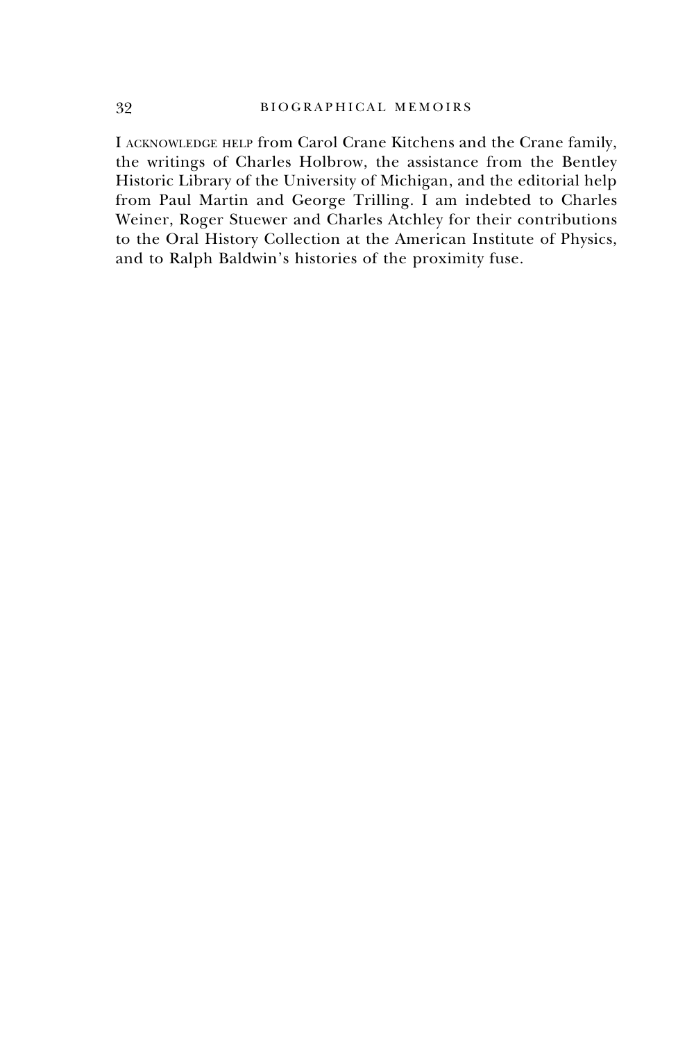I ACKNOWLEDGE HELP from Carol Crane Kitchens and the Crane family, the writings of Charles Holbrow, the assistance from the Bentley Historic Library of the University of Michigan, and the editorial help from Paul Martin and George Trilling. I am indebted to Charles Weiner, Roger Stuewer and Charles Atchley for their contributions to the Oral History Collection at the American Institute of Physics, and to Ralph Baldwin's histories of the proximity fuse.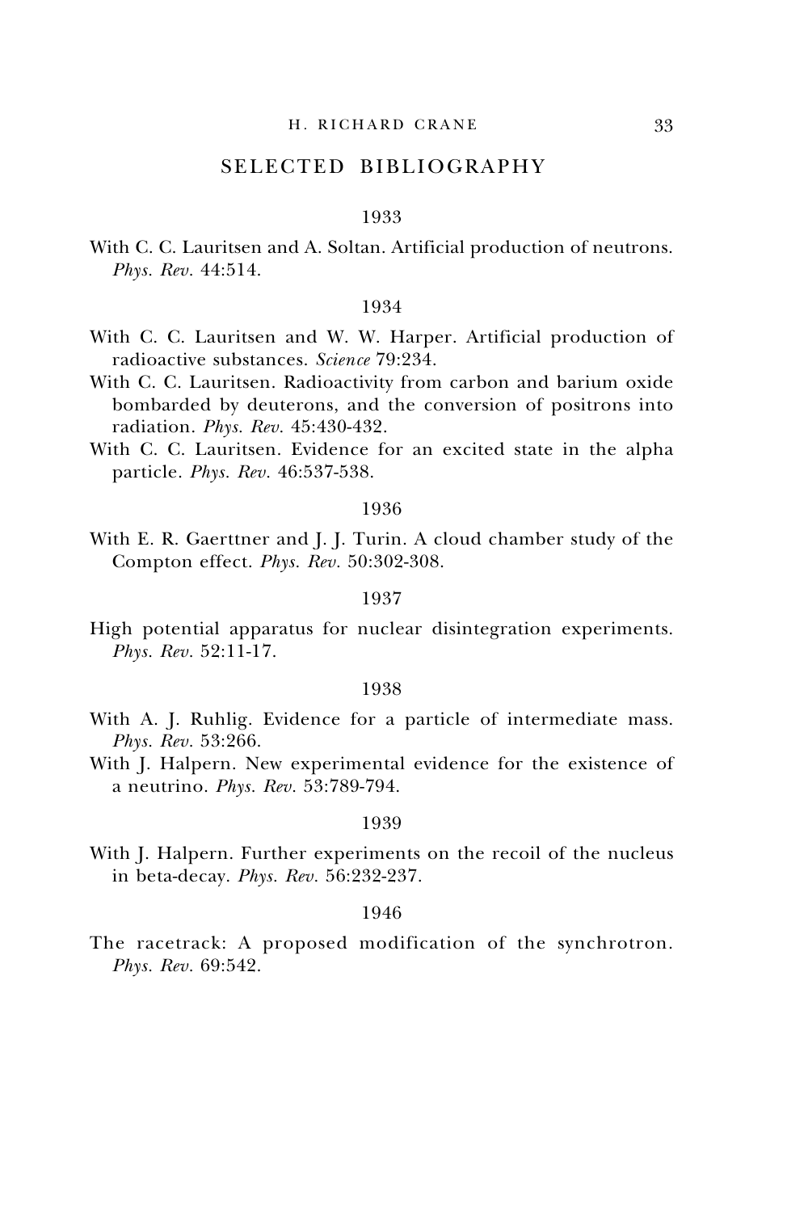## SELECTED BIBLIOGRAPHY

### 1933

With C. C. Lauritsen and A. Soltan. Artificial production of neutrons. *Phys. Rev.* 44:514.

### 1934

With C. C. Lauritsen and W. W. Harper. Artificial production of radioactive substances. *Science* 79:234.

With C. C. Lauritsen. Radioactivity from carbon and barium oxide bombarded by deuterons, and the conversion of positrons into radiation. *Phys. Rev.* 45:430-432.

With C. C. Lauritsen. Evidence for an excited state in the alpha particle. *Phys. Rev.* 46:537-538.

### 1936

With E. R. Gaerttner and J. J. Turin. A cloud chamber study of the Compton effect. *Phys. Rev.* 50:302-308.

### 1937

High potential apparatus for nuclear disintegration experiments. *Phys. Rev.* 52:11-17.

### 1938

With A. J. Ruhlig. Evidence for a particle of intermediate mass. *Phys. Rev.* 53:266.

With J. Halpern. New experimental evidence for the existence of a neutrino. *Phys. Rev.* 53:789-794.

### 1939

With J. Halpern. Further experiments on the recoil of the nucleus in beta-decay. *Phys. Rev.* 56:232-237.

### 1946

The racetrack: A proposed modification of the synchrotron. *Phys. Rev.* 69:542.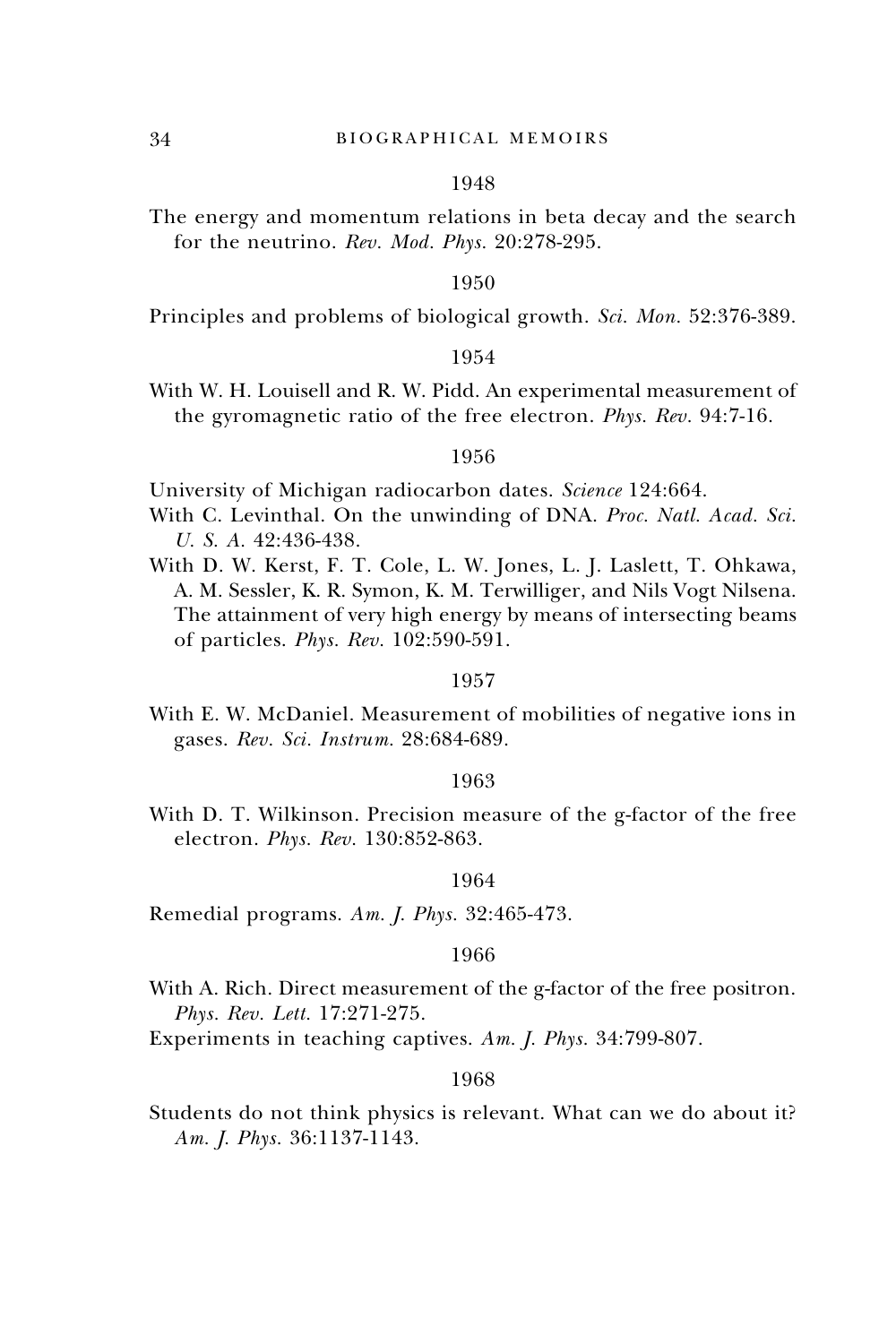1948

The energy and momentum relations in beta decay and the search for the neutrino. *Rev. Mod. Phys.* 20:278-295.

1950

Principles and problems of biological growth. *Sci. Mon.* 52:376-389.

1954

With W. H. Louisell and R. W. Pidd. An experimental measurement of the gyromagnetic ratio of the free electron. *Phys. Rev.* 94:7-16.

1956

University of Michigan radiocarbon dates. *Science* 124:664.

With C. Levinthal. On the unwinding of DNA. *Proc. Natl. Acad. Sci. U. S. A.* 42:436-438.

With D. W. Kerst, F. T. Cole, L. W. Jones, L. J. Laslett, T. Ohkawa, A. M. Sessler, K. R. Symon, K. M. Terwilliger, and Nils Vogt Nilsena. The attainment of very high energy by means of intersecting beams of particles. *Phys. Rev.* 102:590-591.

1957

With E. W. McDaniel. Measurement of mobilities of negative ions in gases. *Rev. Sci. Instrum.* 28:684-689.

1963

With D. T. Wilkinson. Precision measure of the g-factor of the free electron. *Phys. Rev.* 130:852-863.

1964

Remedial programs. *Am. J. Phys.* 32:465-473.

1966

With A. Rich. Direct measurement of the g-factor of the free positron. *Phys. Rev. Lett.* 17:271-275.

Experiments in teaching captives. *Am. J. Phys.* 34:799-807.

1968

Students do not think physics is relevant. What can we do about it? *Am. J. Phys.* 36:1137-1143.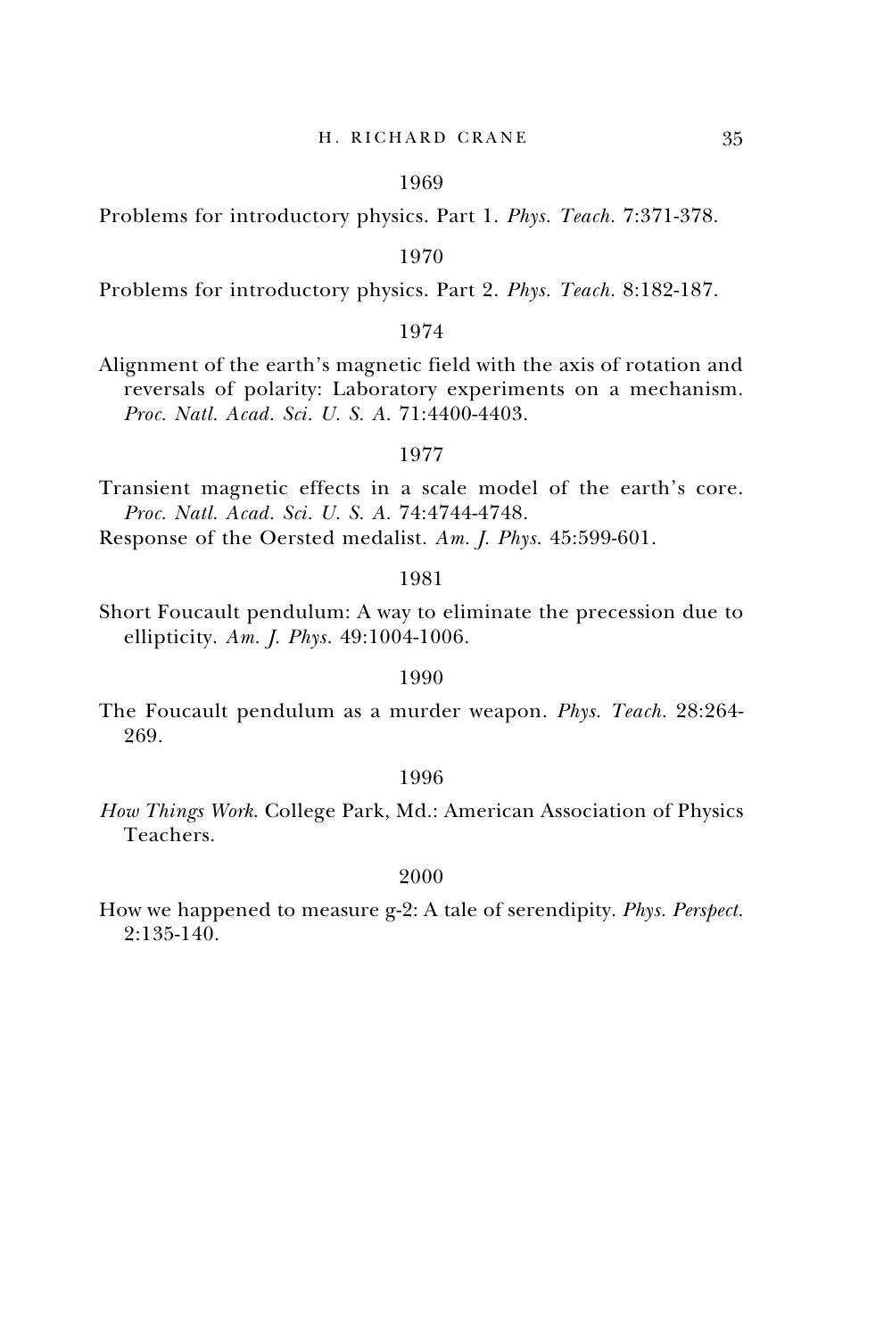1969

Problems for introductory physics. Part 1. *Phys. Teach.* 7:371-378.

1970

Problems for introductory physics. Part 2. *Phys. Teach.* 8:182-187.

1974

Alignment of the earth's magnetic field with the axis of rotation and reversals of polarity: Laboratory experiments on a mechanism. *Proc. Natl. Acad. Sci. U. S. A.* 71:4400-4403.

1977

Transient magnetic effects in a scale model of the earth's core. *Proc. Natl. Acad. Sci. U. S. A.* 74:4744-4748.

Response of the Oersted medalist. *Am. J. Phys.* 45:599-601.

1981

Short Foucault pendulum: A way to eliminate the precession due to ellipticity. *Am. J. Phys.* 49:1004-1006.

1990

The Foucault pendulum as a murder weapon. *Phys. Teach.* 28:264-269.

1996

*How Things Work.* College Park, Md.: American Association of Physics Teachers.

2000

How we happened to measure g-2: A tale of serendipity. *Phys. Perspect.* 2:135-140.